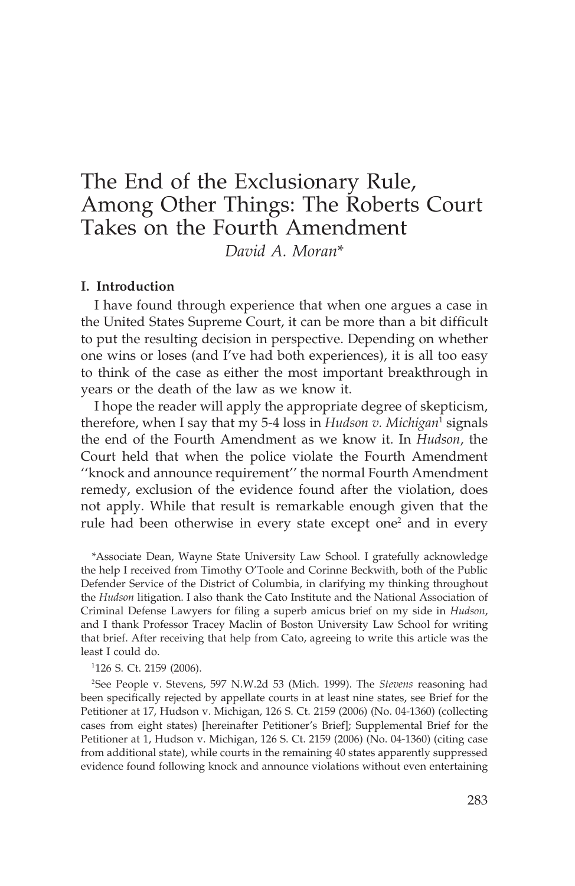# The End of the Exclusionary Rule, Among Other Things: The Roberts Court Takes on the Fourth Amendment

*David A. Moran**

## I. Introduction

I have found through experience that when one argues a case in the United States Supreme Court, it can be more than a bit difficult to put the resulting decision in perspective. Depending on whether one wins or loses (and I've had both experiences), it is all too easy to think of the case as either the most important breakthrough in years or the death of the law as we know it.

I hope the reader will apply the appropriate degree of skepticism, therefore, when I say that my 5-4 loss in *Hudson v. Michigan*[1] signals the end of the Fourth Amendment as we know it. In *Hudson*, the Court held that when the police violate the Fourth Amendment ''knock and announce requirement'' the normal Fourth Amendment remedy, exclusion of the evidence found after the violation, does not apply. While that result is remarkable enough given that the rule had been otherwise in every state except one[2] and in every

*Associate Dean, Wayne State University Law School. I gratefully acknowledge the help I received from Timothy O'Toole and Corinne Beckwith, both of the Public Defender Service of the District of Columbia, in clarifying my thinking throughout the *Hudson* litigation. I also thank the Cato Institute and the National Association of Criminal Defense Lawyers for filing a superb amicus brief on my side in *Hudson*, and I thank Professor Tracey Maclin of Boston University Law School for writing that brief. After receiving that help from Cato, agreeing to write this article was the least I could do.

[1] 126 S. Ct. 2159 (2006).

[2] See People v. Stevens, 597 N.W.2d 53 (Mich. 1999). The *Stevens* reasoning had been specifically rejected by appellate courts in at least nine states, see Brief for the Petitioner at 17, Hudson v. Michigan, 126 S. Ct. 2159 (2006) (No. 04-1360) (collecting cases from eight states) [hereinafter Petitioner's Brief]; Supplemental Brief for the Petitioner at 1, Hudson v. Michigan, 126 S. Ct. 2159 (2006) (No. 04-1360) (citing case from additional state), while courts in the remaining 40 states apparently suppressed evidence found following knock and announce violations without even entertaining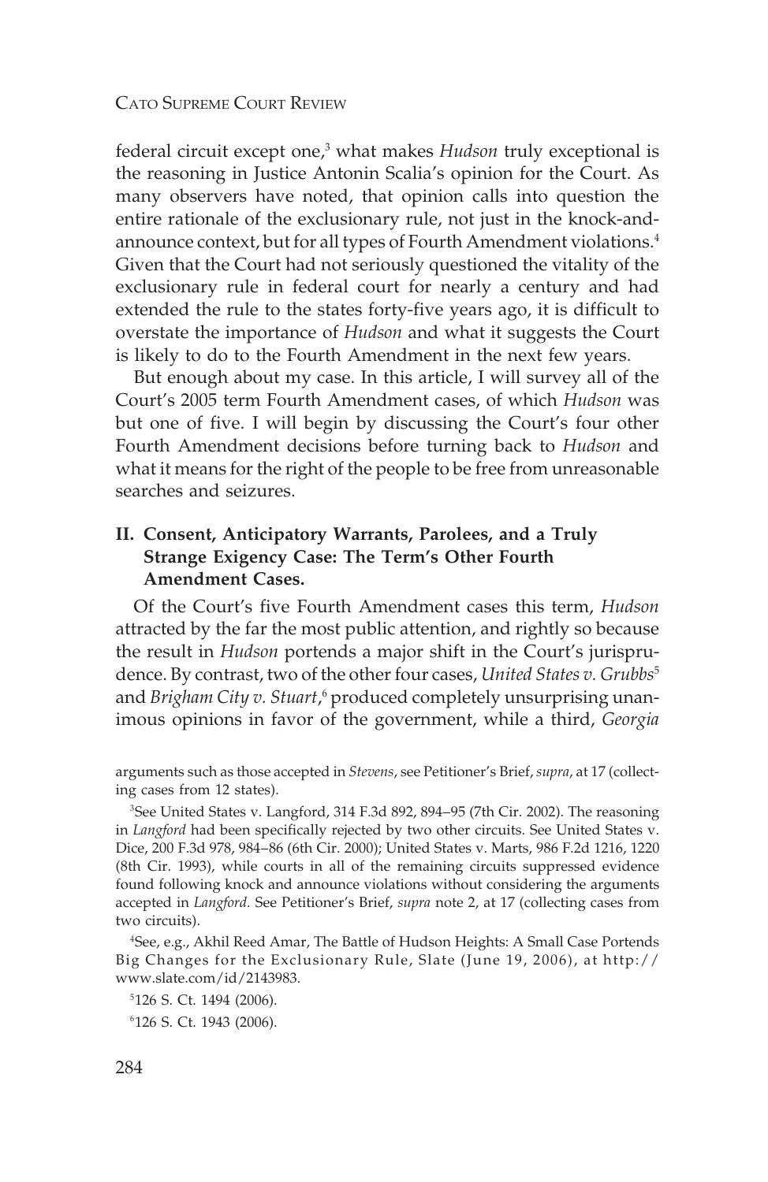federal circuit except one,[3] what makes *Hudson* truly exceptional is the reasoning in Justice Antonin Scalia's opinion for the Court. As many observers have noted, that opinion calls into question the entire rationale of the exclusionary rule, not just in the knock-and-announce context, but for all types of Fourth Amendment violations.[4] Given that the Court had not seriously questioned the vitality of the exclusionary rule in federal court for nearly a century and had extended the rule to the states forty-five years ago, it is difficult to overstate the importance of *Hudson* and what it suggests the Court is likely to do to the Fourth Amendment in the next few years.

But enough about my case. In this article, I will survey all of the Court's 2005 term Fourth Amendment cases, of which *Hudson* was but one of five. I will begin by discussing the Court's four other Fourth Amendment decisions before turning back to *Hudson* and what it means for the right of the people to be free from unreasonable searches and seizures.

## II. Consent, Anticipatory Warrants, Parolees, and a Truly Strange Exigency Case: The Term's Other Fourth Amendment Cases.

Of the Court's five Fourth Amendment cases this term, *Hudson* attracted by the far the most public attention, and rightly so because the result in *Hudson* portends a major shift in the Court's jurisprudence. By contrast, two of the other four cases, *United States v. Grubbs*[5] and *Brigham City v. Stuart*,[6] produced completely unsurprising unanimous opinions in favor of the government, while a third, *Georgia*

arguments such as those accepted in *Stevens*, see Petitioner's Brief, *supra*, at 17 (collecting cases from 12 states).

[3]See United States v. Langford, 314 F.3d 892, 894–95 (7th Cir. 2002). The reasoning in *Langford* had been specifically rejected by two other circuits. See United States v. Dice, 200 F.3d 978, 984–86 (6th Cir. 2000); United States v. Marts, 986 F.2d 1216, 1220 (8th Cir. 1993), while courts in all of the remaining circuits suppressed evidence found following knock and announce violations without considering the arguments accepted in *Langford*. See Petitioner's Brief, *supra* note 2, at 17 (collecting cases from two circuits).

[4]See, e.g., Akhil Reed Amar, The Battle of Hudson Heights: A Small Case Portends Big Changes for the Exclusionary Rule, Slate (June 19, 2006), at http://www.slate.com/id/2143983.

[5]126 S. Ct. 1494 (2006).

[6]126 S. Ct. 1943 (2006).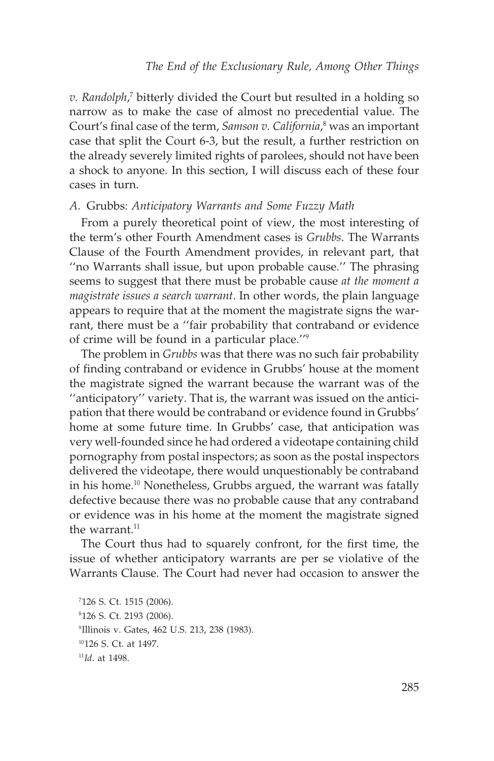*v. Randolph*,[7] bitterly divided the Court but resulted in a holding so narrow as to make the case of almost no precedential value. The Court's final case of the term, *Samson v. California*,[8] was an important case that split the Court 6-3, but the result, a further restriction on the already severely limited rights of parolees, should not have been a shock to anyone. In this section, I will discuss each of these four cases in turn.

### *A.* Grubbs: *Anticipatory Warrants and Some Fuzzy Math*

From a purely theoretical point of view, the most interesting of the term's other Fourth Amendment cases is *Grubbs*. The Warrants Clause of the Fourth Amendment provides, in relevant part, that ''no Warrants shall issue, but upon probable cause.'' The phrasing seems to suggest that there must be probable cause *at the moment a magistrate issues a search warrant*. In other words, the plain language appears to require that at the moment the magistrate signs the warrant, there must be a ''fair probability that contraband or evidence of crime will be found in a particular place.''[9]

The problem in *Grubbs* was that there was no such fair probability of finding contraband or evidence in Grubbs' house at the moment the magistrate signed the warrant because the warrant was of the ''anticipatory'' variety. That is, the warrant was issued on the anticipation that there would be contraband or evidence found in Grubbs' home at some future time. In Grubbs' case, that anticipation was very well-founded since he had ordered a videotape containing child pornography from postal inspectors; as soon as the postal inspectors delivered the videotape, there would unquestionably be contraband in his home.[10] Nonetheless, Grubbs argued, the warrant was fatally defective because there was no probable cause that any contraband or evidence was in his home at the moment the magistrate signed the warrant.[11]

The Court thus had to squarely confront, for the first time, the issue of whether anticipatory warrants are per se violative of the Warrants Clause. The Court had never had occasion to answer the

[7] 126 S. Ct. 1515 (2006).

[8] 126 S. Ct. 2193 (2006).

[9] Illinois v. Gates, 462 U.S. 213, 238 (1983).

[10] 126 S. Ct. at 1497.

[11] *Id*. at 1498.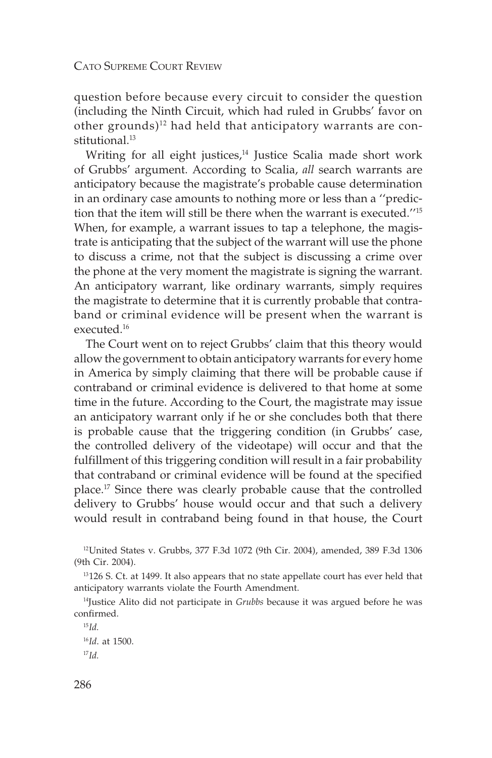question before because every circuit to consider the question (including the Ninth Circuit, which had ruled in Grubbs' favor on other grounds)[12] had held that anticipatory warrants are constitutional.[13]

Writing for all eight justices,[14] Justice Scalia made short work of Grubbs' argument. According to Scalia, *all* search warrants are anticipatory because the magistrate's probable cause determination in an ordinary case amounts to nothing more or less than a ''prediction that the item will still be there when the warrant is executed.''[15] When, for example, a warrant issues to tap a telephone, the magistrate is anticipating that the subject of the warrant will use the phone to discuss a crime, not that the subject is discussing a crime over the phone at the very moment the magistrate is signing the warrant. An anticipatory warrant, like ordinary warrants, simply requires the magistrate to determine that it is currently probable that contraband or criminal evidence will be present when the warrant is executed.[16]

The Court went on to reject Grubbs' claim that this theory would allow the government to obtain anticipatory warrants for every home in America by simply claiming that there will be probable cause if contraband or criminal evidence is delivered to that home at some time in the future. According to the Court, the magistrate may issue an anticipatory warrant only if he or she concludes both that there is probable cause that the triggering condition (in Grubbs' case, the controlled delivery of the videotape) will occur and that the fulfillment of this triggering condition will result in a fair probability that contraband or criminal evidence will be found at the specified place.[17] Since there was clearly probable cause that the controlled delivery to Grubbs' house would occur and that such a delivery would result in contraband being found in that house, the Court

[12] United States v. Grubbs, 377 F.3d 1072 (9th Cir. 2004), amended, 389 F.3d 1306 (9th Cir. 2004).

[13] 126 S. Ct. at 1499. It also appears that no state appellate court has ever held that anticipatory warrants violate the Fourth Amendment.

[14] Justice Alito did not participate in *Grubbs* because it was argued before he was confirmed.

[15] *Id.*

[16] *Id.* at 1500.

[17] *Id.*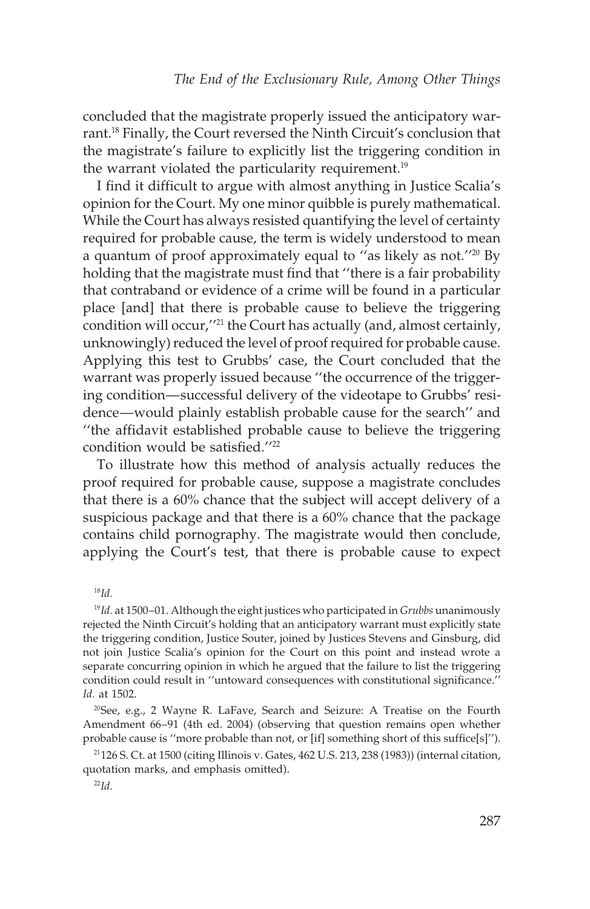concluded that the magistrate properly issued the anticipatory warrant.[18] Finally, the Court reversed the Ninth Circuit's conclusion that the magistrate's failure to explicitly list the triggering condition in the warrant violated the particularity requirement.[19]

I find it difficult to argue with almost anything in Justice Scalia's opinion for the Court. My one minor quibble is purely mathematical. While the Court has always resisted quantifying the level of certainty required for probable cause, the term is widely understood to mean a quantum of proof approximately equal to ''as likely as not.''[20] By holding that the magistrate must find that ''there is a fair probability that contraband or evidence of a crime will be found in a particular place [and] that there is probable cause to believe the triggering condition will occur,''[21] the Court has actually (and, almost certainly, unknowingly) reduced the level of proof required for probable cause. Applying this test to Grubbs' case, the Court concluded that the warrant was properly issued because ''the occurrence of the triggering condition—successful delivery of the videotape to Grubbs' residence—would plainly establish probable cause for the search'' and ''the affidavit established probable cause to believe the triggering condition would be satisfied.''[22]

To illustrate how this method of analysis actually reduces the proof required for probable cause, suppose a magistrate concludes that there is a 60% chance that the subject will accept delivery of a suspicious package and that there is a 60% chance that the package contains child pornography. The magistrate would then conclude, applying the Court's test, that there is probable cause to expect

[18] *Id.*

[19] *Id.* at 1500–01. Although the eight justices who participated in *Grubbs* unanimously rejected the Ninth Circuit's holding that an anticipatory warrant must explicitly state the triggering condition, Justice Souter, joined by Justices Stevens and Ginsburg, did not join Justice Scalia's opinion for the Court on this point and instead wrote a separate concurring opinion in which he argued that the failure to list the triggering condition could result in ''untoward consequences with constitutional significance.'' *Id.* at 1502.

[20] See, e.g., 2 Wayne R. LaFave, Search and Seizure: A Treatise on the Fourth Amendment 66–91 (4th ed. 2004) (observing that question remains open whether probable cause is ''more probable than not, or [if] something short of this suffice[s]'').

[21] 126 S. Ct. at 1500 (citing Illinois v. Gates, 462 U.S. 213, 238 (1983)) (internal citation, quotation marks, and emphasis omitted).

[22] *Id.*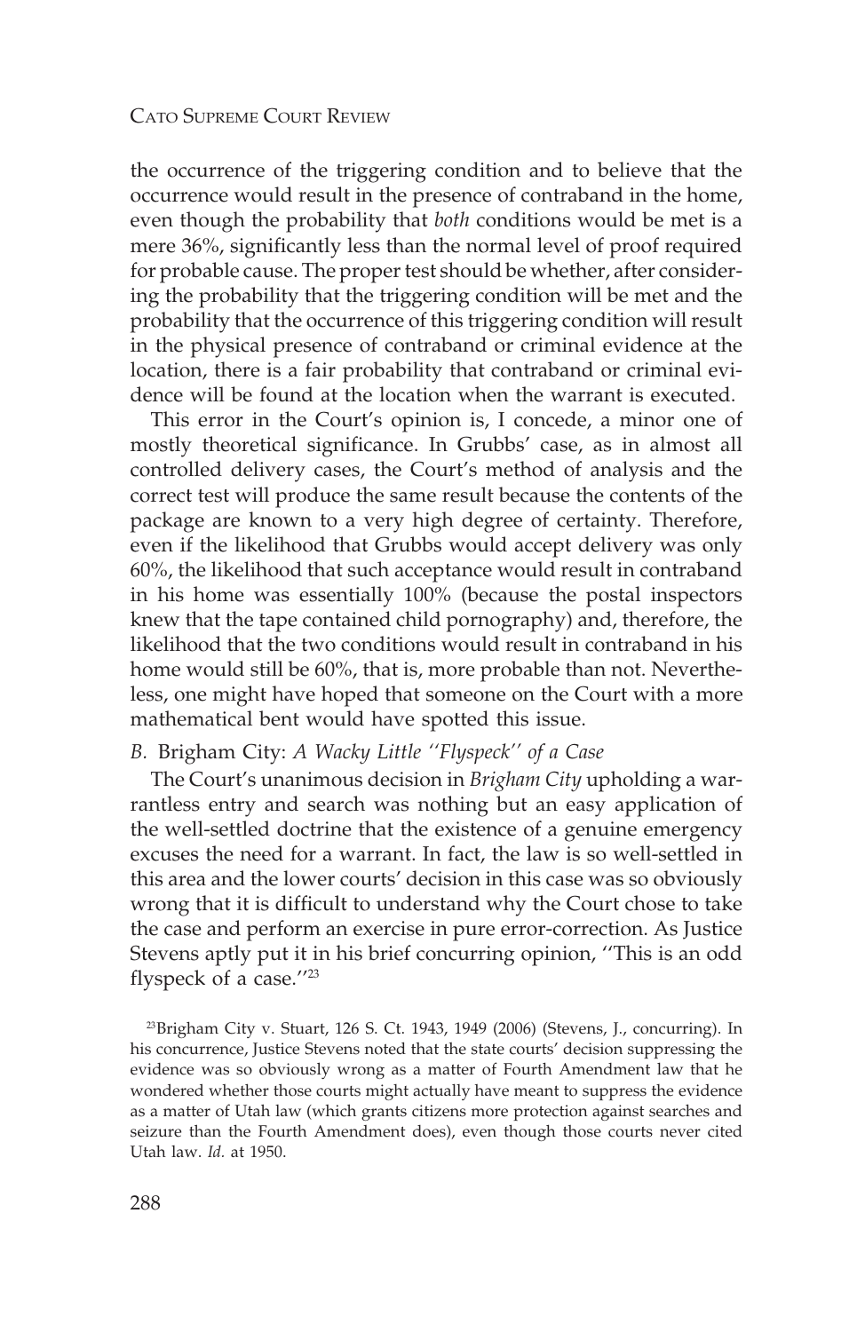the occurrence of the triggering condition and to believe that the occurrence would result in the presence of contraband in the home, even though the probability that *both* conditions would be met is a mere 36%, significantly less than the normal level of proof required for probable cause. The proper test should be whether, after considering the probability that the triggering condition will be met and the probability that the occurrence of this triggering condition will result in the physical presence of contraband or criminal evidence at the location, there is a fair probability that contraband or criminal evidence will be found at the location when the warrant is executed.

This error in the Court's opinion is, I concede, a minor one of mostly theoretical significance. In Grubbs' case, as in almost all controlled delivery cases, the Court's method of analysis and the correct test will produce the same result because the contents of the package are known to a very high degree of certainty. Therefore, even if the likelihood that Grubbs would accept delivery was only 60%, the likelihood that such acceptance would result in contraband in his home was essentially 100% (because the postal inspectors knew that the tape contained child pornography) and, therefore, the likelihood that the two conditions would result in contraband in his home would still be 60%, that is, more probable than not. Nevertheless, one might have hoped that someone on the Court with a more mathematical bent would have spotted this issue.

### *B.* Brigham City: *A Wacky Little ''Flyspeck'' of a Case*

The Court's unanimous decision in *Brigham City* upholding a warrantless entry and search was nothing but an easy application of the well-settled doctrine that the existence of a genuine emergency excuses the need for a warrant. In fact, the law is so well-settled in this area and the lower courts' decision in this case was so obviously wrong that it is difficult to understand why the Court chose to take the case and perform an exercise in pure error-correction. As Justice Stevens aptly put it in his brief concurring opinion, ''This is an odd flyspeck of a case.''[23]

[23] Brigham City v. Stuart, 126 S. Ct. 1943, 1949 (2006) (Stevens, J., concurring). In his concurrence, Justice Stevens noted that the state courts' decision suppressing the evidence was so obviously wrong as a matter of Fourth Amendment law that he wondered whether those courts might actually have meant to suppress the evidence as a matter of Utah law (which grants citizens more protection against searches and seizure than the Fourth Amendment does), even though those courts never cited Utah law. *Id.* at 1950.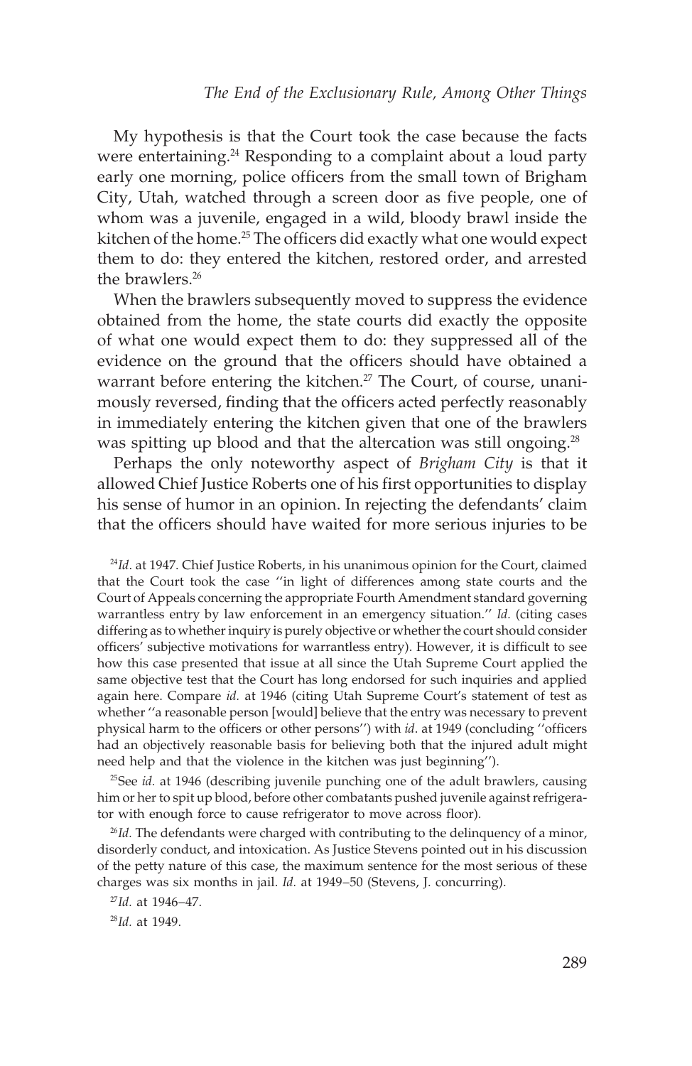My hypothesis is that the Court took the case because the facts were entertaining.[24] Responding to a complaint about a loud party early one morning, police officers from the small town of Brigham City, Utah, watched through a screen door as five people, one of whom was a juvenile, engaged in a wild, bloody brawl inside the kitchen of the home.[25] The officers did exactly what one would expect them to do: they entered the kitchen, restored order, and arrested the brawlers.[26]

When the brawlers subsequently moved to suppress the evidence obtained from the home, the state courts did exactly the opposite of what one would expect them to do: they suppressed all of the evidence on the ground that the officers should have obtained a warrant before entering the kitchen.[27] The Court, of course, unanimously reversed, finding that the officers acted perfectly reasonably in immediately entering the kitchen given that one of the brawlers was spitting up blood and that the altercation was still ongoing.[28]

Perhaps the only noteworthy aspect of *Brigham City* is that it allowed Chief Justice Roberts one of his first opportunities to display his sense of humor in an opinion. In rejecting the defendants' claim that the officers should have waited for more serious injuries to be

[24]*Id*. at 1947. Chief Justice Roberts, in his unanimous opinion for the Court, claimed that the Court took the case ''in light of differences among state courts and the Court of Appeals concerning the appropriate Fourth Amendment standard governing warrantless entry by law enforcement in an emergency situation.'' *Id.* (citing cases differing as to whether inquiry is purely objective or whether the court should consider officers' subjective motivations for warrantless entry). However, it is difficult to see how this case presented that issue at all since the Utah Supreme Court applied the same objective test that the Court has long endorsed for such inquiries and applied again here. Compare *id.* at 1946 (citing Utah Supreme Court's statement of test as whether ''a reasonable person [would] believe that the entry was necessary to prevent physical harm to the officers or other persons'') with *id*. at 1949 (concluding ''officers had an objectively reasonable basis for believing both that the injured adult might need help and that the violence in the kitchen was just beginning'').

[25]See *id.* at 1946 (describing juvenile punching one of the adult brawlers, causing him or her to spit up blood, before other combatants pushed juvenile against refrigerator with enough force to cause refrigerator to move across floor).

[26]*Id.* The defendants were charged with contributing to the delinquency of a minor, disorderly conduct, and intoxication. As Justice Stevens pointed out in his discussion of the petty nature of this case, the maximum sentence for the most serious of these charges was six months in jail. *Id.* at 1949–50 (Stevens, J. concurring).

[27]*Id.* at 1946–47.

[28]*Id.* at 1949.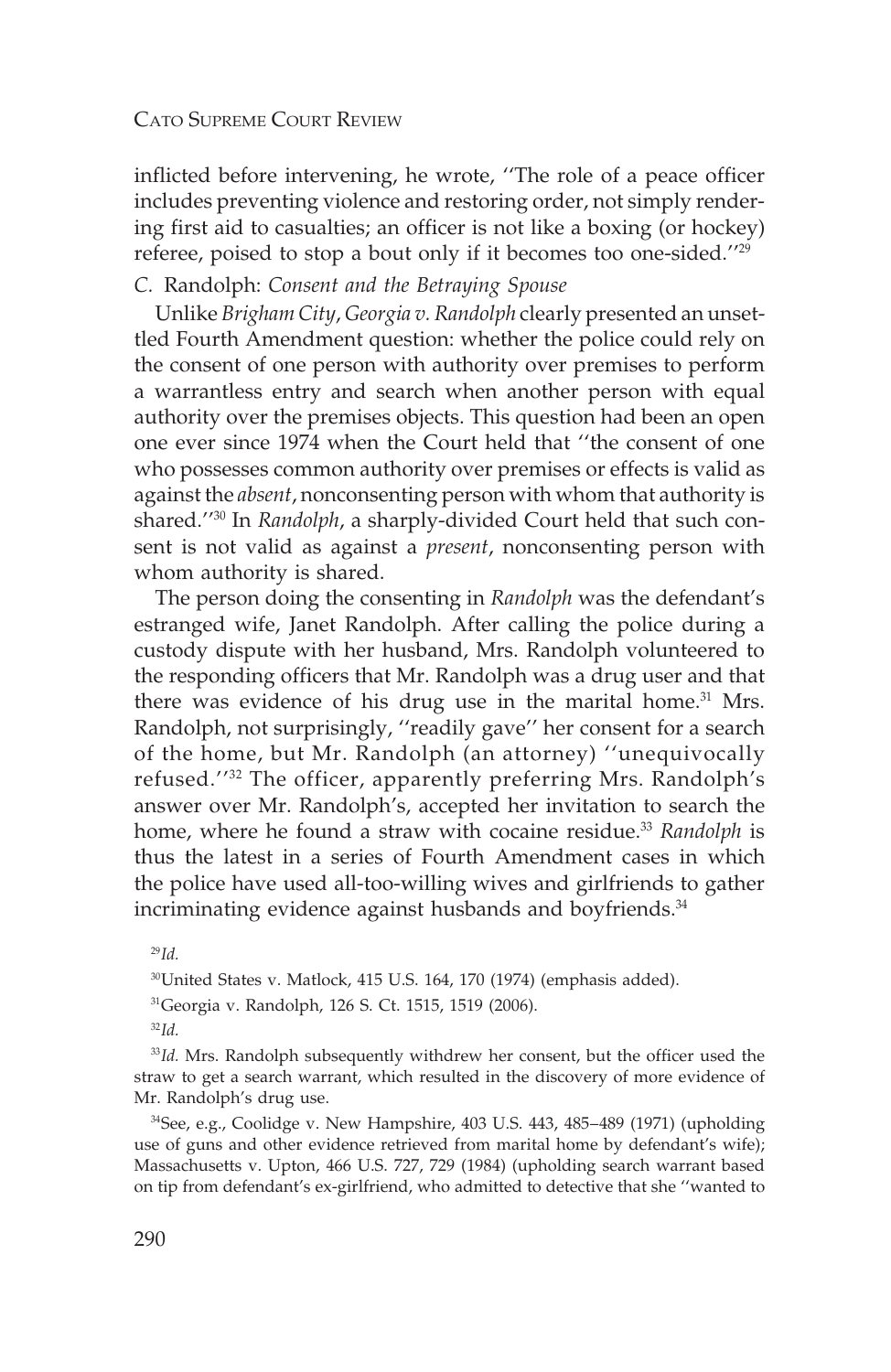inflicted before intervening, he wrote, ''The role of a peace officer includes preventing violence and restoring order, not simply rendering first aid to casualties; an officer is not like a boxing (or hockey) referee, poised to stop a bout only if it becomes too one-sided.''[29]

### C. Randolph: *Consent and the Betraying Spouse*

Unlike *Brigham City*, *Georgia v. Randolph* clearly presented an unsettled Fourth Amendment question: whether the police could rely on the consent of one person with authority over premises to perform a warrantless entry and search when another person with equal authority over the premises objects. This question had been an open one ever since 1974 when the Court held that ''the consent of one who possesses common authority over premises or effects is valid as against the *absent*, nonconsenting person with whom that authority is shared.''[30] In *Randolph*, a sharply-divided Court held that such consent is not valid as against a *present*, nonconsenting person with whom authority is shared.

The person doing the consenting in *Randolph* was the defendant's estranged wife, Janet Randolph. After calling the police during a custody dispute with her husband, Mrs. Randolph volunteered to the responding officers that Mr. Randolph was a drug user and that there was evidence of his drug use in the marital home.[31] Mrs. Randolph, not surprisingly, ''readily gave'' her consent for a search of the home, but Mr. Randolph (an attorney) ''unequivocally refused.''[32] The officer, apparently preferring Mrs. Randolph's answer over Mr. Randolph's, accepted her invitation to search the home, where he found a straw with cocaine residue.[33] *Randolph* is thus the latest in a series of Fourth Amendment cases in which the police have used all-too-willing wives and girlfriends to gather incriminating evidence against husbands and boyfriends.[34]

[29] *Id.*

[30] United States v. Matlock, 415 U.S. 164, 170 (1974) (emphasis added).

[31] Georgia v. Randolph, 126 S. Ct. 1515, 1519 (2006).

[32] *Id.*

[33] *Id.* Mrs. Randolph subsequently withdrew her consent, but the officer used the straw to get a search warrant, which resulted in the discovery of more evidence of Mr. Randolph's drug use.

[34] See, e.g., Coolidge v. New Hampshire, 403 U.S. 443, 485–489 (1971) (upholding use of guns and other evidence retrieved from marital home by defendant's wife); Massachusetts v. Upton, 466 U.S. 727, 729 (1984) (upholding search warrant based on tip from defendant's ex-girlfriend, who admitted to detective that she ''wanted to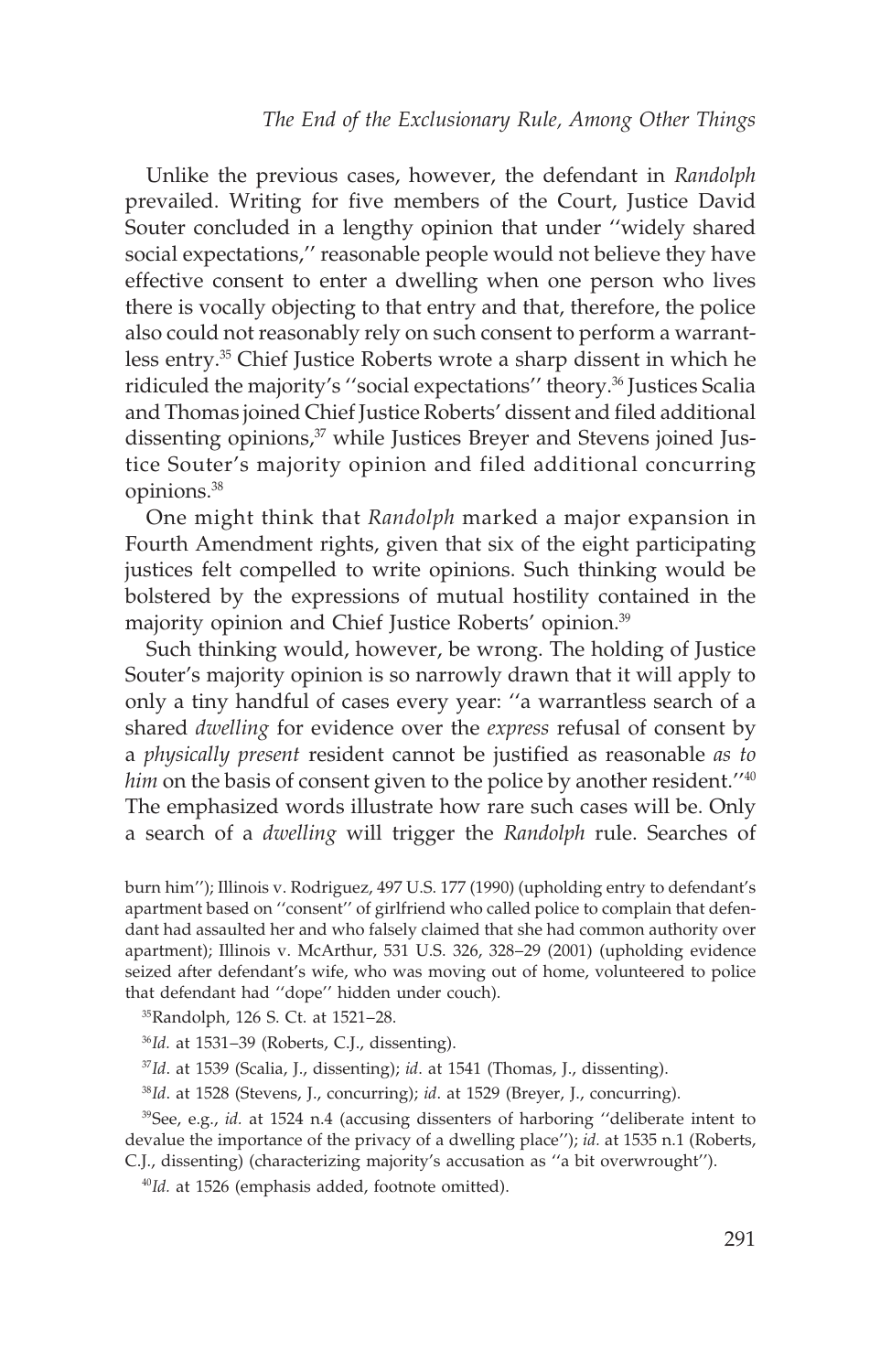Unlike the previous cases, however, the defendant in *Randolph* prevailed. Writing for five members of the Court, Justice David Souter concluded in a lengthy opinion that under ''widely shared social expectations,'' reasonable people would not believe they have effective consent to enter a dwelling when one person who lives there is vocally objecting to that entry and that, therefore, the police also could not reasonably rely on such consent to perform a warrantless entry.[35] Chief Justice Roberts wrote a sharp dissent in which he ridiculed the majority's ''social expectations'' theory.[36] Justices Scalia and Thomas joined Chief Justice Roberts' dissent and filed additional dissenting opinions,[37] while Justices Breyer and Stevens joined Justice Souter's majority opinion and filed additional concurring opinions.[38]

One might think that *Randolph* marked a major expansion in Fourth Amendment rights, given that six of the eight participating justices felt compelled to write opinions. Such thinking would be bolstered by the expressions of mutual hostility contained in the majority opinion and Chief Justice Roberts' opinion.[39]

Such thinking would, however, be wrong. The holding of Justice Souter's majority opinion is so narrowly drawn that it will apply to only a tiny handful of cases every year: ''a warrantless search of a shared *dwelling* for evidence over the *express* refusal of consent by a *physically present* resident cannot be justified as reasonable *as to him* on the basis of consent given to the police by another resident.''[40] The emphasized words illustrate how rare such cases will be. Only a search of a *dwelling* will trigger the *Randolph* rule. Searches of

burn him''); Illinois v. Rodriguez, 497 U.S. 177 (1990) (upholding entry to defendant's apartment based on ''consent'' of girlfriend who called police to complain that defendant had assaulted her and who falsely claimed that she had common authority over apartment); Illinois v. McArthur, 531 U.S. 326, 328–29 (2001) (upholding evidence seized after defendant's wife, who was moving out of home, volunteered to police that defendant had ''dope'' hidden under couch).

[35]Randolph, 126 S. Ct. at 1521–28.

[36]*Id.* at 1531–39 (Roberts, C.J., dissenting).

[37]*Id*. at 1539 (Scalia, J., dissenting); *id*. at 1541 (Thomas, J., dissenting).

[38]*Id*. at 1528 (Stevens, J., concurring); *id*. at 1529 (Breyer, J., concurring).

[39]See, e.g., *id.* at 1524 n.4 (accusing dissenters of harboring ''deliberate intent to devalue the importance of the privacy of a dwelling place''); *id.* at 1535 n.1 (Roberts, C.J., dissenting) (characterizing majority's accusation as ''a bit overwrought'').

[40]*Id.* at 1526 (emphasis added, footnote omitted).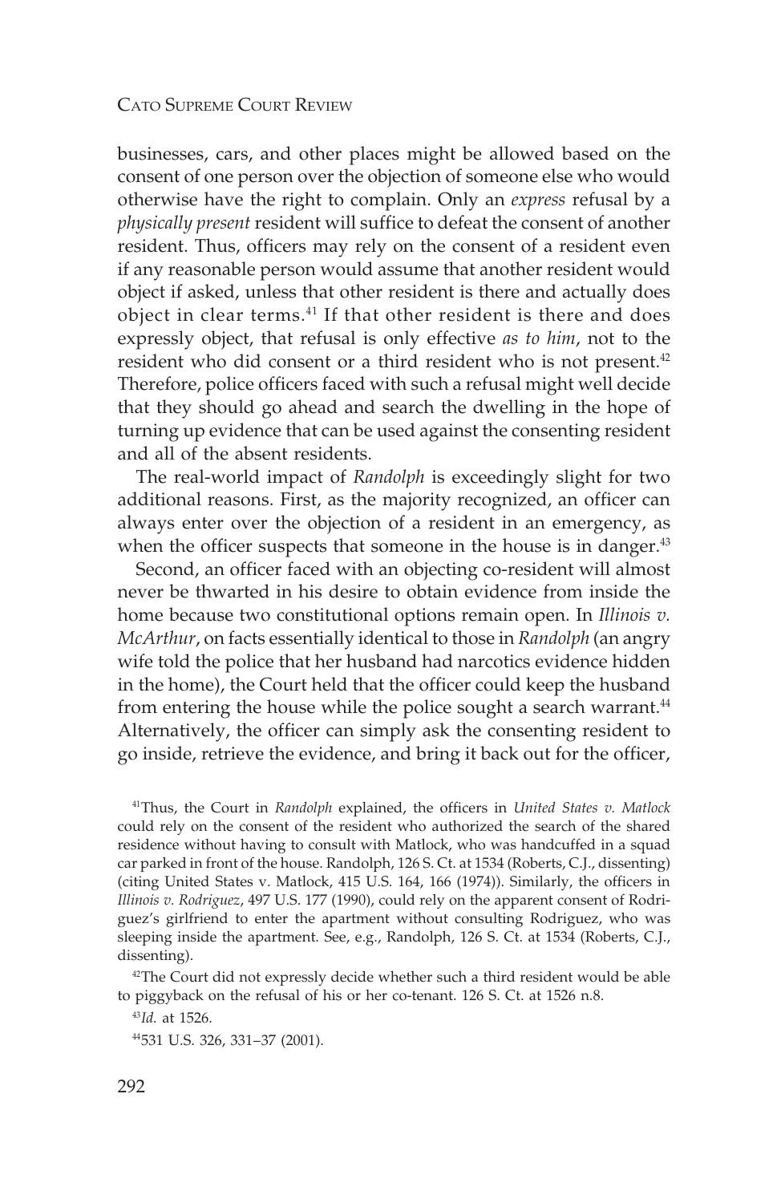businesses, cars, and other places might be allowed based on the consent of one person over the objection of someone else who would otherwise have the right to complain. Only an *express* refusal by a *physically present* resident will suffice to defeat the consent of another resident. Thus, officers may rely on the consent of a resident even if any reasonable person would assume that another resident would object if asked, unless that other resident is there and actually does object in clear terms.[41] If that other resident is there and does expressly object, that refusal is only effective *as to him*, not to the resident who did consent or a third resident who is not present.[42] Therefore, police officers faced with such a refusal might well decide that they should go ahead and search the dwelling in the hope of turning up evidence that can be used against the consenting resident and all of the absent residents.

The real-world impact of *Randolph* is exceedingly slight for two additional reasons. First, as the majority recognized, an officer can always enter over the objection of a resident in an emergency, as when the officer suspects that someone in the house is in danger.[43]

Second, an officer faced with an objecting co-resident will almost never be thwarted in his desire to obtain evidence from inside the home because two constitutional options remain open. In *Illinois v. McArthur*, on facts essentially identical to those in *Randolph* (an angry wife told the police that her husband had narcotics evidence hidden in the home), the Court held that the officer could keep the husband from entering the house while the police sought a search warrant.[44] Alternatively, the officer can simply ask the consenting resident to go inside, retrieve the evidence, and bring it back out for the officer,

[41] Thus, the Court in *Randolph* explained, the officers in *United States v. Matlock* could rely on the consent of the resident who authorized the search of the shared residence without having to consult with Matlock, who was handcuffed in a squad car parked in front of the house. Randolph, 126 S. Ct. at 1534 (Roberts, C.J., dissenting) (citing United States v. Matlock, 415 U.S. 164, 166 (1974)). Similarly, the officers in *Illinois v. Rodriguez*, 497 U.S. 177 (1990), could rely on the apparent consent of Rodriguez's girlfriend to enter the apartment without consulting Rodriguez, who was sleeping inside the apartment. See, e.g., Randolph, 126 S. Ct. at 1534 (Roberts, C.J., dissenting).

[42] The Court did not expressly decide whether such a third resident would be able to piggyback on the refusal of his or her co-tenant. 126 S. Ct. at 1526 n.8.

[43] *Id.* at 1526.

[44] 531 U.S. 326, 331–37 (2001).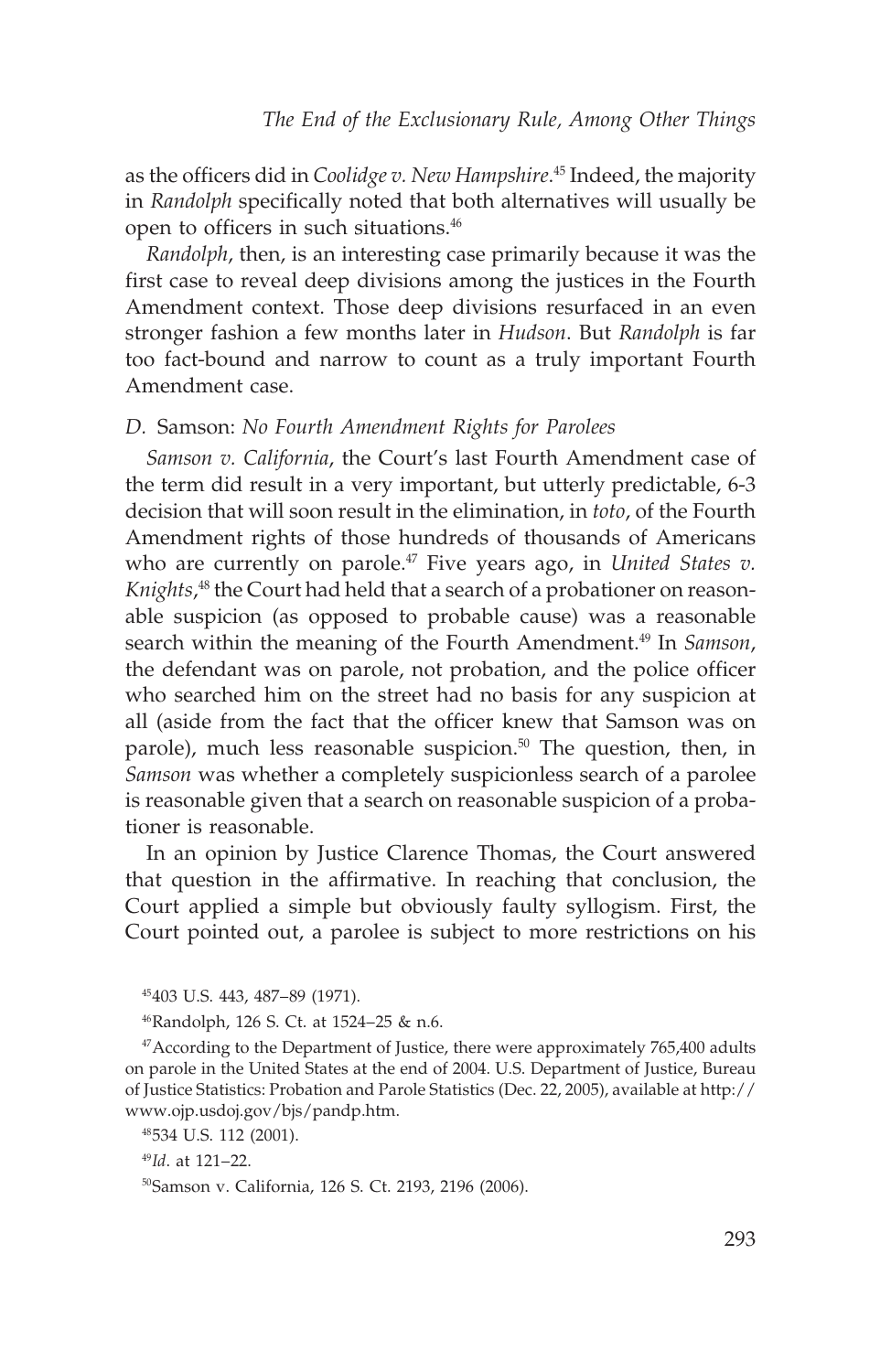as the officers did in *Coolidge v. New Hampshire*.[45] Indeed, the majority in *Randolph* specifically noted that both alternatives will usually be open to officers in such situations.[46]

*Randolph*, then, is an interesting case primarily because it was the first case to reveal deep divisions among the justices in the Fourth Amendment context. Those deep divisions resurfaced in an even stronger fashion a few months later in *Hudson*. But *Randolph* is far too fact-bound and narrow to count as a truly important Fourth Amendment case.

### *D.* Samson: *No Fourth Amendment Rights for Parolees*

*Samson v. California*, the Court's last Fourth Amendment case of the term did result in a very important, but utterly predictable, 6-3 decision that will soon result in the elimination, in *toto*, of the Fourth Amendment rights of those hundreds of thousands of Americans who are currently on parole.[47] Five years ago, in *United States v. Knights*,[48] the Court had held that a search of a probationer on reasonable suspicion (as opposed to probable cause) was a reasonable search within the meaning of the Fourth Amendment.[49] In *Samson*, the defendant was on parole, not probation, and the police officer who searched him on the street had no basis for any suspicion at all (aside from the fact that the officer knew that Samson was on parole), much less reasonable suspicion.[50] The question, then, in *Samson* was whether a completely suspicionless search of a parolee is reasonable given that a search on reasonable suspicion of a probationer is reasonable.

In an opinion by Justice Clarence Thomas, the Court answered that question in the affirmative. In reaching that conclusion, the Court applied a simple but obviously faulty syllogism. First, the Court pointed out, a parolee is subject to more restrictions on his

---

[45] 403 U.S. 443, 487–89 (1971).

[46] Randolph, 126 S. Ct. at 1524–25 & n.6.

[47] According to the Department of Justice, there were approximately 765,400 adults on parole in the United States at the end of 2004. U.S. Department of Justice, Bureau of Justice Statistics: Probation and Parole Statistics (Dec. 22, 2005), available at http://www.ojp.usdoj.gov/bjs/pandp.htm.

[48] 534 U.S. 112 (2001).

[49] *Id*. at 121–22.

[50] Samson v. California, 126 S. Ct. 2193, 2196 (2006).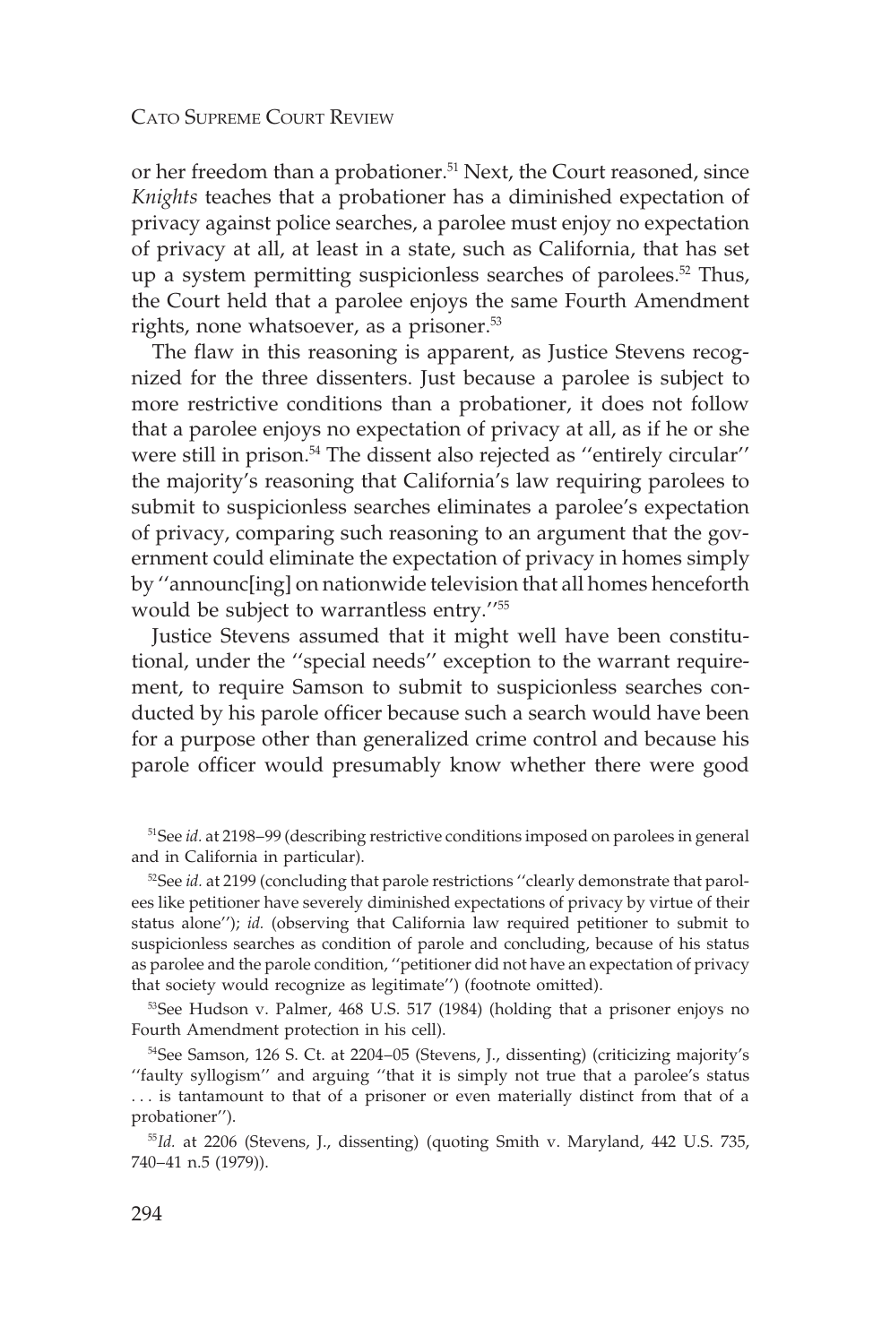or her freedom than a probationer.[51] Next, the Court reasoned, since *Knights* teaches that a probationer has a diminished expectation of privacy against police searches, a parolee must enjoy no expectation of privacy at all, at least in a state, such as California, that has set up a system permitting suspicionless searches of parolees.[52] Thus, the Court held that a parolee enjoys the same Fourth Amendment rights, none whatsoever, as a prisoner.[53]

The flaw in this reasoning is apparent, as Justice Stevens recognized for the three dissenters. Just because a parolee is subject to more restrictive conditions than a probationer, it does not follow that a parolee enjoys no expectation of privacy at all, as if he or she were still in prison.[54] The dissent also rejected as ''entirely circular'' the majority's reasoning that California's law requiring parolees to submit to suspicionless searches eliminates a parolee's expectation of privacy, comparing such reasoning to an argument that the government could eliminate the expectation of privacy in homes simply by ''announc[ing] on nationwide television that all homes henceforth would be subject to warrantless entry.''[55]

Justice Stevens assumed that it might well have been constitutional, under the ''special needs'' exception to the warrant requirement, to require Samson to submit to suspicionless searches conducted by his parole officer because such a search would have been for a purpose other than generalized crime control and because his parole officer would presumably know whether there were good

[51] See *id.* at 2198–99 (describing restrictive conditions imposed on parolees in general and in California in particular).

[52] See *id.* at 2199 (concluding that parole restrictions ''clearly demonstrate that parolees like petitioner have severely diminished expectations of privacy by virtue of their status alone''); *id.* (observing that California law required petitioner to submit to suspicionless searches as condition of parole and concluding, because of his status as parolee and the parole condition, ''petitioner did not have an expectation of privacy that society would recognize as legitimate'') (footnote omitted).

[53] See Hudson v. Palmer, 468 U.S. 517 (1984) (holding that a prisoner enjoys no Fourth Amendment protection in his cell).

[54] See Samson, 126 S. Ct. at 2204–05 (Stevens, J., dissenting) (criticizing majority's ''faulty syllogism'' and arguing ''that it is simply not true that a parolee's status . . . is tantamount to that of a prisoner or even materially distinct from that of a probationer'').

[55] *Id.* at 2206 (Stevens, J., dissenting) (quoting Smith v. Maryland, 442 U.S. 735, 740–41 n.5 (1979)).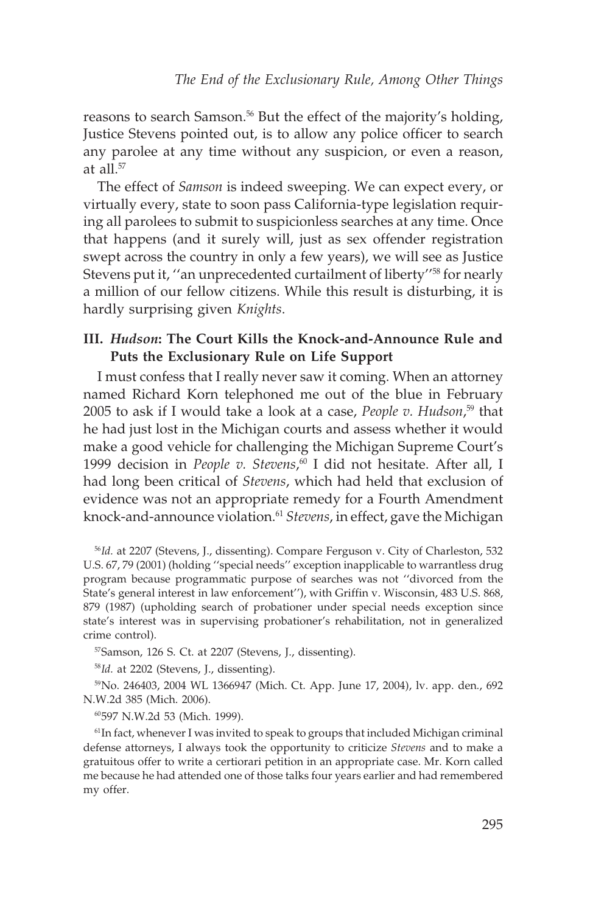reasons to search Samson.[56] But the effect of the majority's holding, Justice Stevens pointed out, is to allow any police officer to search any parolee at any time without any suspicion, or even a reason, at all.[57]

The effect of *Samson* is indeed sweeping. We can expect every, or virtually every, state to soon pass California-type legislation requiring all parolees to submit to suspicionless searches at any time. Once that happens (and it surely will, just as sex offender registration swept across the country in only a few years), we will see as Justice Stevens put it, ''an unprecedented curtailment of liberty''[58] for nearly a million of our fellow citizens. While this result is disturbing, it is hardly surprising given *Knights*.

## III. *Hudson*: The Court Kills the Knock-and-Announce Rule and Puts the Exclusionary Rule on Life Support

I must confess that I really never saw it coming. When an attorney named Richard Korn telephoned me out of the blue in February 2005 to ask if I would take a look at a case, *People v. Hudson*,[59] that he had just lost in the Michigan courts and assess whether it would make a good vehicle for challenging the Michigan Supreme Court's 1999 decision in *People v. Stevens*,[60] I did not hesitate. After all, I had long been critical of *Stevens*, which had held that exclusion of evidence was not an appropriate remedy for a Fourth Amendment knock-and-announce violation.[61] *Stevens*, in effect, gave the Michigan

---

[56] *Id.* at 2207 (Stevens, J., dissenting). Compare Ferguson v. City of Charleston, 532 U.S. 67, 79 (2001) (holding ''special needs'' exception inapplicable to warrantless drug program because programmatic purpose of searches was not ''divorced from the State's general interest in law enforcement''), with Griffin v. Wisconsin, 483 U.S. 868, 879 (1987) (upholding search of probationer under special needs exception since state's interest was in supervising probationer's rehabilitation, not in generalized crime control).

[57] Samson, 126 S. Ct. at 2207 (Stevens, J., dissenting).

[58] *Id.* at 2202 (Stevens, J., dissenting).

[59] No. 246403, 2004 WL 1366947 (Mich. Ct. App. June 17, 2004), lv. app. den., 692 N.W.2d 385 (Mich. 2006).

[60] 597 N.W.2d 53 (Mich. 1999).

[61] In fact, whenever I was invited to speak to groups that included Michigan criminal defense attorneys, I always took the opportunity to criticize *Stevens* and to make a gratuitous offer to write a certiorari petition in an appropriate case. Mr. Korn called me because he had attended one of those talks four years earlier and had remembered my offer.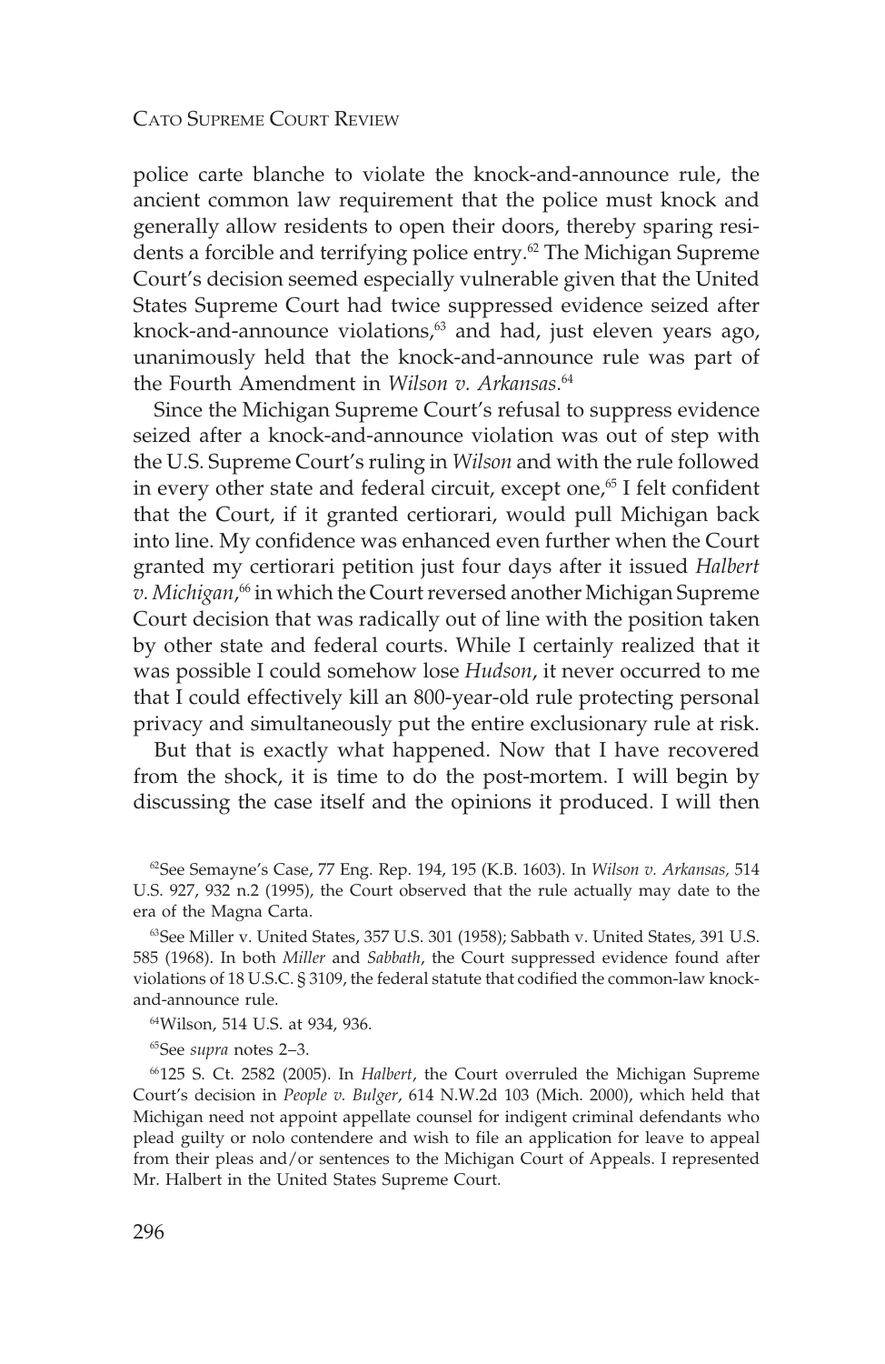police carte blanche to violate the knock-and-announce rule, the ancient common law requirement that the police must knock and generally allow residents to open their doors, thereby sparing residents a forcible and terrifying police entry.[62] The Michigan Supreme Court's decision seemed especially vulnerable given that the United States Supreme Court had twice suppressed evidence seized after knock-and-announce violations,[63] and had, just eleven years ago, unanimously held that the knock-and-announce rule was part of the Fourth Amendment in *Wilson v. Arkansas*.[64]

Since the Michigan Supreme Court's refusal to suppress evidence seized after a knock-and-announce violation was out of step with the U.S. Supreme Court's ruling in *Wilson* and with the rule followed in every other state and federal circuit, except one,[65] I felt confident that the Court, if it granted certiorari, would pull Michigan back into line. My confidence was enhanced even further when the Court granted my certiorari petition just four days after it issued *Halbert v. Michigan*,[66] in which the Court reversed another Michigan Supreme Court decision that was radically out of line with the position taken by other state and federal courts. While I certainly realized that it was possible I could somehow lose *Hudson*, it never occurred to me that I could effectively kill an 800-year-old rule protecting personal privacy and simultaneously put the entire exclusionary rule at risk.

But that is exactly what happened. Now that I have recovered from the shock, it is time to do the post-mortem. I will begin by discussing the case itself and the opinions it produced. I will then

[62] See Semayne's Case, 77 Eng. Rep. 194, 195 (K.B. 1603). In *Wilson v. Arkansas*, 514 U.S. 927, 932 n.2 (1995), the Court observed that the rule actually may date to the era of the Magna Carta.

[63] See Miller v. United States, 357 U.S. 301 (1958); Sabbath v. United States, 391 U.S. 585 (1968). In both *Miller* and *Sabbath*, the Court suppressed evidence found after violations of 18 U.S.C. § 3109, the federal statute that codified the common-law knock-and-announce rule.

[64] Wilson, 514 U.S. at 934, 936.

[65] See *supra* notes 2–3.

[66] 125 S. Ct. 2582 (2005). In *Halbert*, the Court overruled the Michigan Supreme Court's decision in *People v. Bulger*, 614 N.W.2d 103 (Mich. 2000), which held that Michigan need not appoint appellate counsel for indigent criminal defendants who plead guilty or nolo contendere and wish to file an application for leave to appeal from their pleas and/or sentences to the Michigan Court of Appeals. I represented Mr. Halbert in the United States Supreme Court.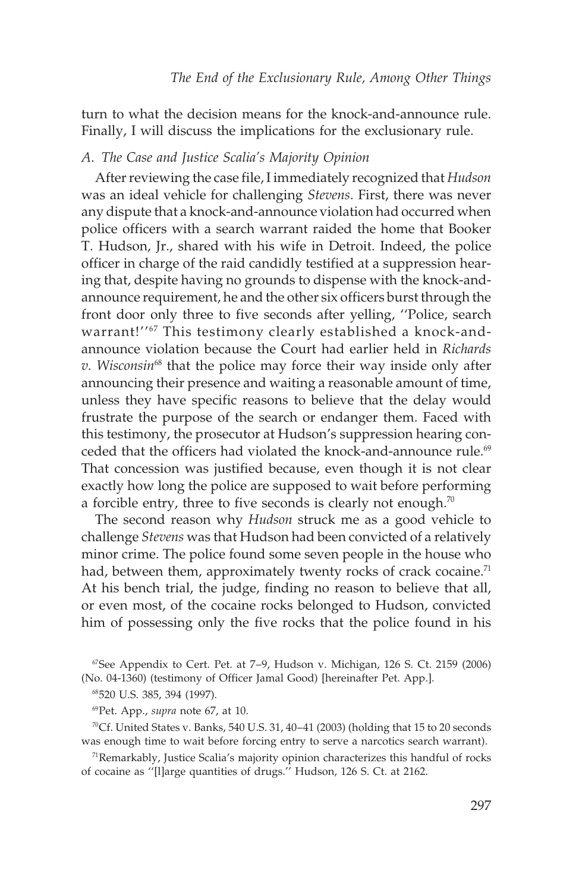turn to what the decision means for the knock-and-announce rule. Finally, I will discuss the implications for the exclusionary rule.

### *A. The Case and Justice Scalia's Majority Opinion*

After reviewing the case file, I immediately recognized that *Hudson* was an ideal vehicle for challenging *Stevens*. First, there was never any dispute that a knock-and-announce violation had occurred when police officers with a search warrant raided the home that Booker T. Hudson, Jr., shared with his wife in Detroit. Indeed, the police officer in charge of the raid candidly testified at a suppression hearing that, despite having no grounds to dispense with the knock-and-announce requirement, he and the other six officers burst through the front door only three to five seconds after yelling, ''Police, search warrant!''[67] This testimony clearly established a knock-and-announce violation because the Court had earlier held in *Richards v. Wisconsin*[68] that the police may force their way inside only after announcing their presence and waiting a reasonable amount of time, unless they have specific reasons to believe that the delay would frustrate the purpose of the search or endanger them. Faced with this testimony, the prosecutor at Hudson's suppression hearing conceded that the officers had violated the knock-and-announce rule.[69] That concession was justified because, even though it is not clear exactly how long the police are supposed to wait before performing a forcible entry, three to five seconds is clearly not enough.[70]

The second reason why *Hudson* struck me as a good vehicle to challenge *Stevens* was that Hudson had been convicted of a relatively minor crime. The police found some seven people in the house who had, between them, approximately twenty rocks of crack cocaine.[71] At his bench trial, the judge, finding no reason to believe that all, or even most, of the cocaine rocks belonged to Hudson, convicted him of possessing only the five rocks that the police found in his

[67] See Appendix to Cert. Pet. at 7–9, Hudson v. Michigan, 126 S. Ct. 2159 (2006) (No. 04-1360) (testimony of Officer Jamal Good) [hereinafter Pet. App.].

[68] 520 U.S. 385, 394 (1997).

[69] Pet. App., *supra* note 67, at 10.

[70] Cf. United States v. Banks, 540 U.S. 31, 40–41 (2003) (holding that 15 to 20 seconds was enough time to wait before forcing entry to serve a narcotics search warrant).

[71] Remarkably, Justice Scalia's majority opinion characterizes this handful of rocks of cocaine as ''[l]arge quantities of drugs.'' Hudson, 126 S. Ct. at 2162.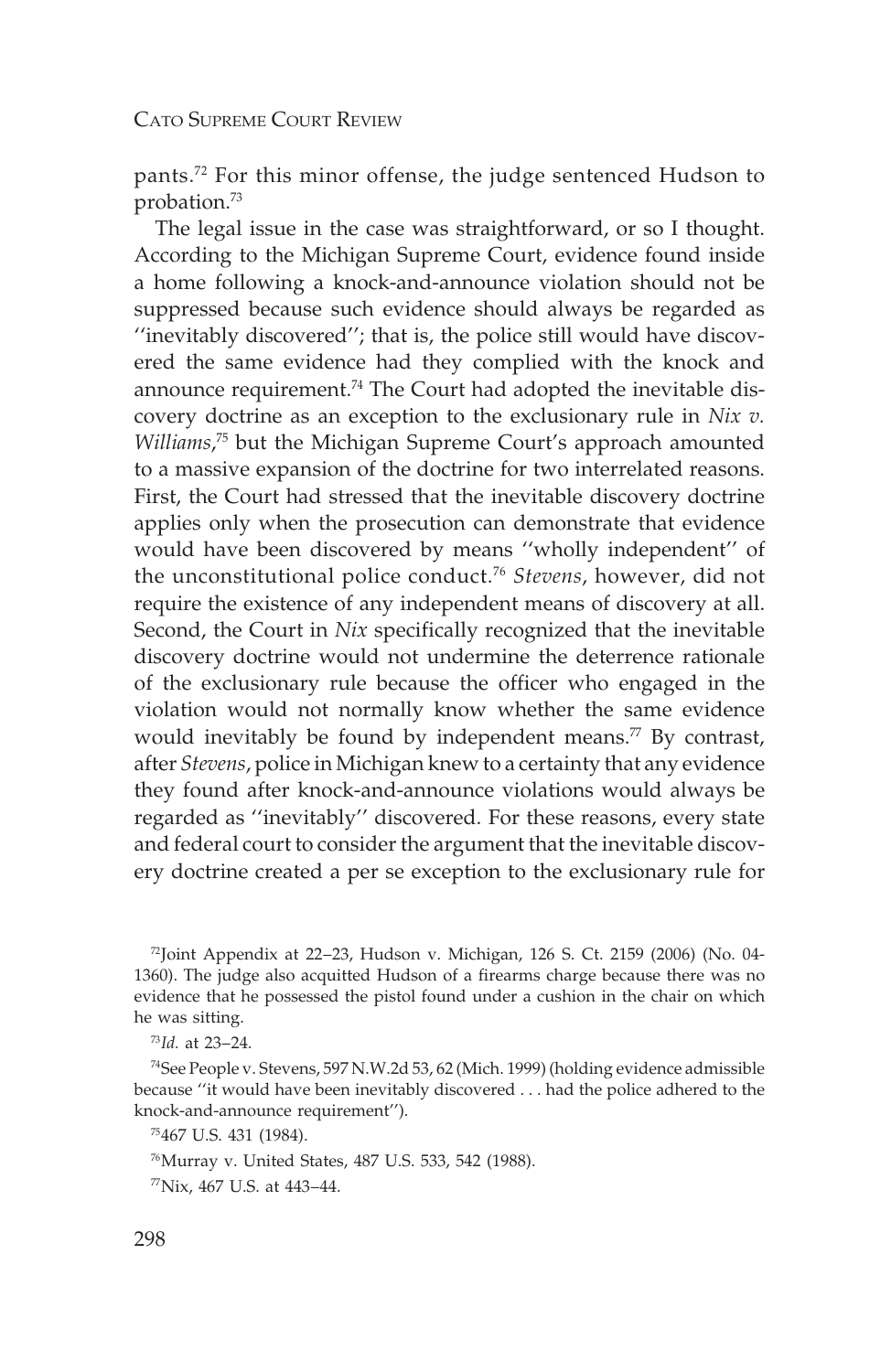pants.[72] For this minor offense, the judge sentenced Hudson to probation.[73]

The legal issue in the case was straightforward, or so I thought. According to the Michigan Supreme Court, evidence found inside a home following a knock-and-announce violation should not be suppressed because such evidence should always be regarded as ''inevitably discovered''; that is, the police still would have discovered the same evidence had they complied with the knock and announce requirement.[74] The Court had adopted the inevitable discovery doctrine as an exception to the exclusionary rule in *Nix v. Williams*,[75] but the Michigan Supreme Court's approach amounted to a massive expansion of the doctrine for two interrelated reasons. First, the Court had stressed that the inevitable discovery doctrine applies only when the prosecution can demonstrate that evidence would have been discovered by means ''wholly independent'' of the unconstitutional police conduct.[76] *Stevens*, however, did not require the existence of any independent means of discovery at all. Second, the Court in *Nix* specifically recognized that the inevitable discovery doctrine would not undermine the deterrence rationale of the exclusionary rule because the officer who engaged in the violation would not normally know whether the same evidence would inevitably be found by independent means.[77] By contrast, after *Stevens*, police in Michigan knew to a certainty that any evidence they found after knock-and-announce violations would always be regarded as ''inevitably'' discovered. For these reasons, every state and federal court to consider the argument that the inevitable discovery doctrine created a per se exception to the exclusionary rule for

[72] Joint Appendix at 22–23, Hudson v. Michigan, 126 S. Ct. 2159 (2006) (No. 04-1360). The judge also acquitted Hudson of a firearms charge because there was no evidence that he possessed the pistol found under a cushion in the chair on which he was sitting.

[73] *Id.* at 23–24.

[74] See People v. Stevens, 597 N.W.2d 53, 62 (Mich. 1999) (holding evidence admissible because ''it would have been inevitably discovered . . . had the police adhered to the knock-and-announce requirement'').

[75] 467 U.S. 431 (1984).

[76] Murray v. United States, 487 U.S. 533, 542 (1988).

[77] Nix, 467 U.S. at 443–44.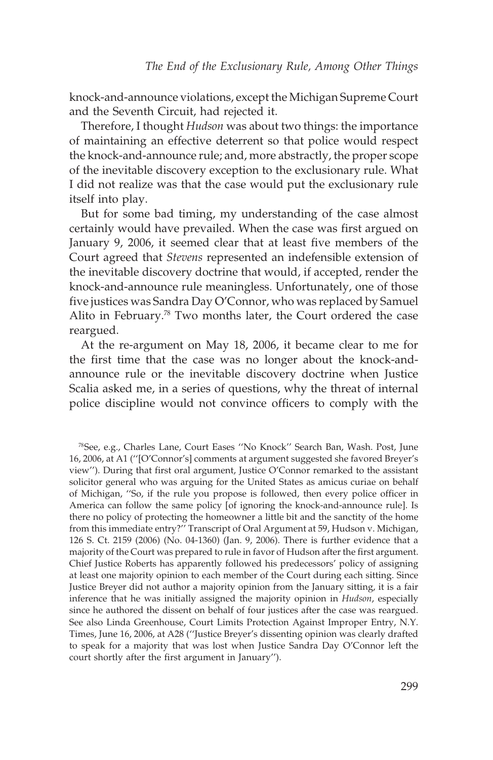knock-and-announce violations, except the Michigan Supreme Court and the Seventh Circuit, had rejected it.

Therefore, I thought *Hudson* was about two things: the importance of maintaining an effective deterrent so that police would respect the knock-and-announce rule; and, more abstractly, the proper scope of the inevitable discovery exception to the exclusionary rule. What I did not realize was that the case would put the exclusionary rule itself into play.

But for some bad timing, my understanding of the case almost certainly would have prevailed. When the case was first argued on January 9, 2006, it seemed clear that at least five members of the Court agreed that *Stevens* represented an indefensible extension of the inevitable discovery doctrine that would, if accepted, render the knock-and-announce rule meaningless. Unfortunately, one of those five justices was Sandra Day O'Connor, who was replaced by Samuel Alito in February.[78] Two months later, the Court ordered the case reargued.

At the re-argument on May 18, 2006, it became clear to me for the first time that the case was no longer about the knock-and-announce rule or the inevitable discovery doctrine when Justice Scalia asked me, in a series of questions, why the threat of internal police discipline would not convince officers to comply with the

[78]See, e.g., Charles Lane, Court Eases ''No Knock'' Search Ban, Wash. Post, June 16, 2006, at A1 (''[O'Connor's] comments at argument suggested she favored Breyer's view''). During that first oral argument, Justice O'Connor remarked to the assistant solicitor general who was arguing for the United States as amicus curiae on behalf of Michigan, ''So, if the rule you propose is followed, then every police officer in America can follow the same policy [of ignoring the knock-and-announce rule]. Is there no policy of protecting the homeowner a little bit and the sanctity of the home from this immediate entry?'' Transcript of Oral Argument at 59, Hudson v. Michigan, 126 S. Ct. 2159 (2006) (No. 04-1360) (Jan. 9, 2006). There is further evidence that a majority of the Court was prepared to rule in favor of Hudson after the first argument. Chief Justice Roberts has apparently followed his predecessors' policy of assigning at least one majority opinion to each member of the Court during each sitting. Since Justice Breyer did not author a majority opinion from the January sitting, it is a fair inference that he was initially assigned the majority opinion in *Hudson*, especially since he authored the dissent on behalf of four justices after the case was reargued. See also Linda Greenhouse, Court Limits Protection Against Improper Entry, N.Y. Times, June 16, 2006, at A28 (''Justice Breyer's dissenting opinion was clearly drafted to speak for a majority that was lost when Justice Sandra Day O'Connor left the court shortly after the first argument in January'').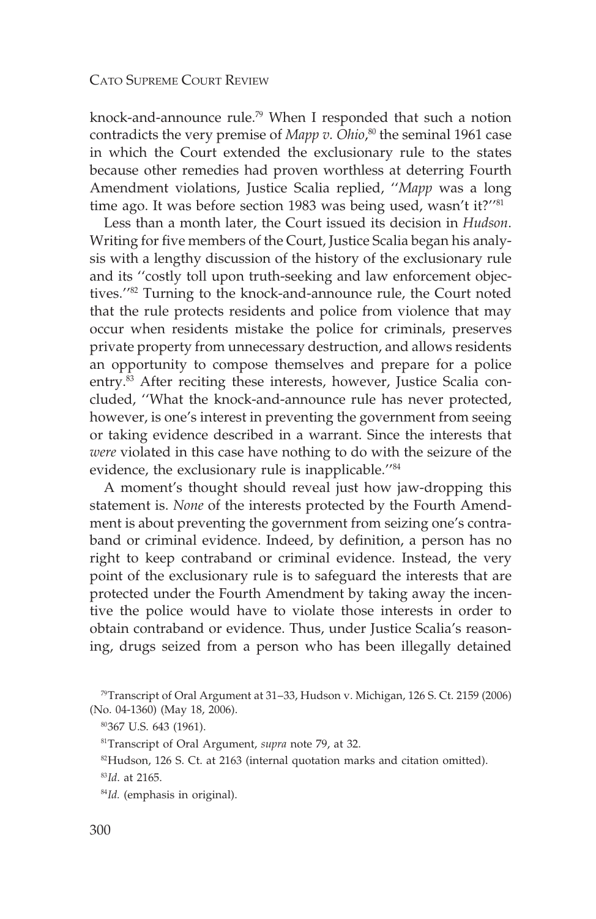knock-and-announce rule.[79] When I responded that such a notion contradicts the very premise of *Mapp v. Ohio*,[80] the seminal 1961 case in which the Court extended the exclusionary rule to the states because other remedies had proven worthless at deterring Fourth Amendment violations, Justice Scalia replied, ''*Mapp* was a long time ago. It was before section 1983 was being used, wasn't it?''[81]

Less than a month later, the Court issued its decision in *Hudson*. Writing for five members of the Court, Justice Scalia began his analysis with a lengthy discussion of the history of the exclusionary rule and its ''costly toll upon truth-seeking and law enforcement objectives.''[82] Turning to the knock-and-announce rule, the Court noted that the rule protects residents and police from violence that may occur when residents mistake the police for criminals, preserves private property from unnecessary destruction, and allows residents an opportunity to compose themselves and prepare for a police entry.[83] After reciting these interests, however, Justice Scalia concluded, ''What the knock-and-announce rule has never protected, however, is one's interest in preventing the government from seeing or taking evidence described in a warrant. Since the interests that *were* violated in this case have nothing to do with the seizure of the evidence, the exclusionary rule is inapplicable.''[84]

A moment's thought should reveal just how jaw-dropping this statement is. *None* of the interests protected by the Fourth Amendment is about preventing the government from seizing one's contraband or criminal evidence. Indeed, by definition, a person has no right to keep contraband or criminal evidence. Instead, the very point of the exclusionary rule is to safeguard the interests that are protected under the Fourth Amendment by taking away the incentive the police would have to violate those interests in order to obtain contraband or evidence. Thus, under Justice Scalia's reasoning, drugs seized from a person who has been illegally detained

[79] Transcript of Oral Argument at 31–33, Hudson v. Michigan, 126 S. Ct. 2159 (2006) (No. 04-1360) (May 18, 2006).

[80] 367 U.S. 643 (1961).

[81] Transcript of Oral Argument, *supra* note 79, at 32.

[82] Hudson, 126 S. Ct. at 2163 (internal quotation marks and citation omitted).

[83] *Id.* at 2165.

[84] *Id.* (emphasis in original).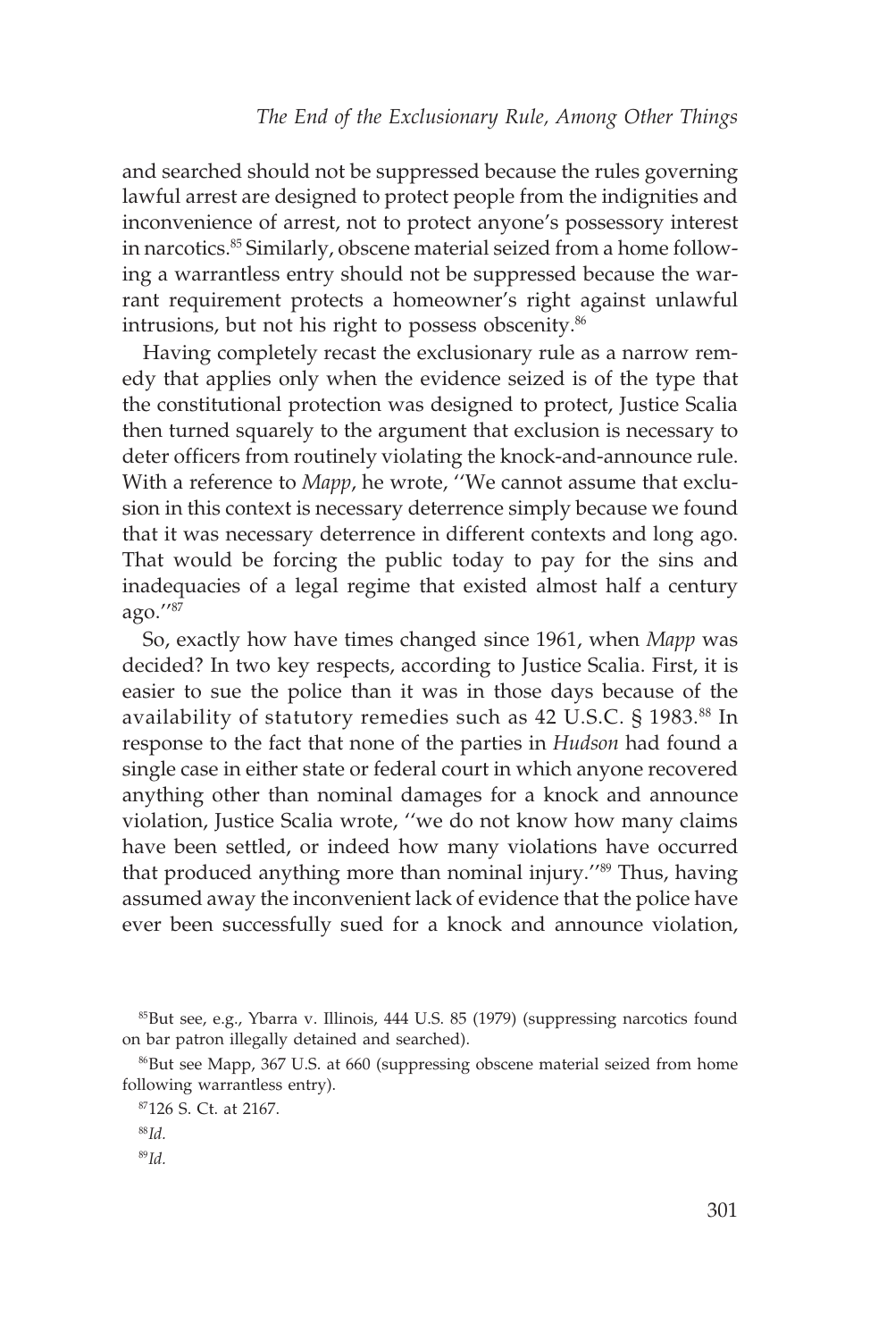and searched should not be suppressed because the rules governing lawful arrest are designed to protect people from the indignities and inconvenience of arrest, not to protect anyone's possessory interest in narcotics.[85] Similarly, obscene material seized from a home following a warrantless entry should not be suppressed because the warrant requirement protects a homeowner's right against unlawful intrusions, but not his right to possess obscenity.[86]

Having completely recast the exclusionary rule as a narrow remedy that applies only when the evidence seized is of the type that the constitutional protection was designed to protect, Justice Scalia then turned squarely to the argument that exclusion is necessary to deter officers from routinely violating the knock-and-announce rule. With a reference to *Mapp*, he wrote, ''We cannot assume that exclusion in this context is necessary deterrence simply because we found that it was necessary deterrence in different contexts and long ago. That would be forcing the public today to pay for the sins and inadequacies of a legal regime that existed almost half a century ago.''[87]

So, exactly how have times changed since 1961, when *Mapp* was decided? In two key respects, according to Justice Scalia. First, it is easier to sue the police than it was in those days because of the availability of statutory remedies such as 42 U.S.C. § 1983.[88] In response to the fact that none of the parties in *Hudson* had found a single case in either state or federal court in which anyone recovered anything other than nominal damages for a knock and announce violation, Justice Scalia wrote, ''we do not know how many claims have been settled, or indeed how many violations have occurred that produced anything more than nominal injury.''[89] Thus, having assumed away the inconvenient lack of evidence that the police have ever been successfully sued for a knock and announce violation,

[85] But see, e.g., Ybarra v. Illinois, 444 U.S. 85 (1979) (suppressing narcotics found on bar patron illegally detained and searched).

[86] But see Mapp, 367 U.S. at 660 (suppressing obscene material seized from home following warrantless entry).

[87] 126 S. Ct. at 2167.

[88] *Id.*

[89] *Id.*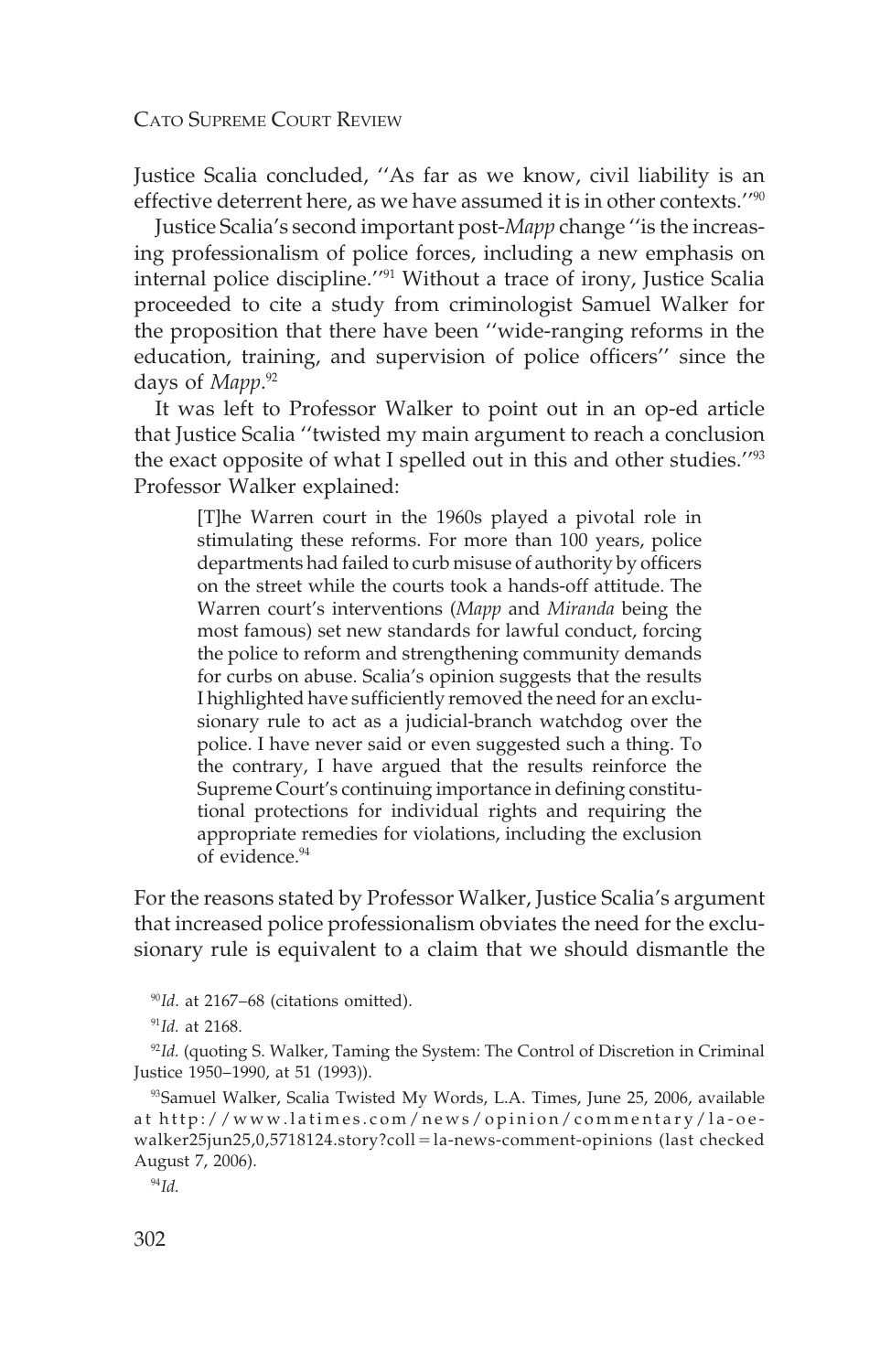Justice Scalia concluded, ''As far as we know, civil liability is an effective deterrent here, as we have assumed it is in other contexts.''[90]

Justice Scalia's second important post-*Mapp* change ''is the increasing professionalism of police forces, including a new emphasis on internal police discipline.''[91] Without a trace of irony, Justice Scalia proceeded to cite a study from criminologist Samuel Walker for the proposition that there have been ''wide-ranging reforms in the education, training, and supervision of police officers'' since the days of *Mapp*.[92]

It was left to Professor Walker to point out in an op-ed article that Justice Scalia ''twisted my main argument to reach a conclusion the exact opposite of what I spelled out in this and other studies.''[93] Professor Walker explained:

> [T]he Warren court in the 1960s played a pivotal role in stimulating these reforms. For more than 100 years, police departments had failed to curb misuse of authority by officers on the street while the courts took a hands-off attitude. The Warren court's interventions (*Mapp* and *Miranda* being the most famous) set new standards for lawful conduct, forcing the police to reform and strengthening community demands for curbs on abuse. Scalia's opinion suggests that the results I highlighted have sufficiently removed the need for an exclusionary rule to act as a judicial-branch watchdog over the police. I have never said or even suggested such a thing. To the contrary, I have argued that the results reinforce the Supreme Court's continuing importance in defining constitutional protections for individual rights and requiring the appropriate remedies for violations, including the exclusion of evidence.[94]

For the reasons stated by Professor Walker, Justice Scalia's argument that increased police professionalism obviates the need for the exclusionary rule is equivalent to a claim that we should dismantle the

[90] *Id.* at 2167–68 (citations omitted).

[91] *Id.* at 2168.

[92] *Id.* (quoting S. Walker, Taming the System: The Control of Discretion in Criminal Justice 1950–1990, at 51 (1993)).

[93] Samuel Walker, Scalia Twisted My Words, L.A. Times, June 25, 2006, available at http://www.latimes.com/news/opinion/commentary/la-oe-walker25jun25,0,5718124.story?coll=la-news-comment-opinions (last checked August 7, 2006).

[94] *Id.*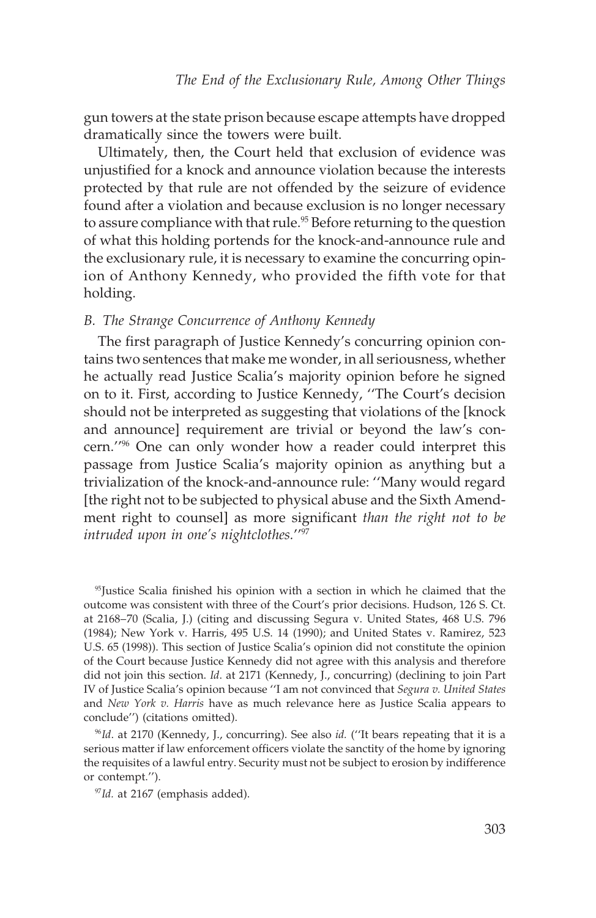gun towers at the state prison because escape attempts have dropped dramatically since the towers were built.

Ultimately, then, the Court held that exclusion of evidence was unjustified for a knock and announce violation because the interests protected by that rule are not offended by the seizure of evidence found after a violation and because exclusion is no longer necessary to assure compliance with that rule.[95] Before returning to the question of what this holding portends for the knock-and-announce rule and the exclusionary rule, it is necessary to examine the concurring opinion of Anthony Kennedy, who provided the fifth vote for that holding.

*B. The Strange Concurrence of Anthony Kennedy*

The first paragraph of Justice Kennedy's concurring opinion contains two sentences that make me wonder, in all seriousness, whether he actually read Justice Scalia's majority opinion before he signed on to it. First, according to Justice Kennedy, ''The Court's decision should not be interpreted as suggesting that violations of the [knock and announce] requirement are trivial or beyond the law's concern.''[96] One can only wonder how a reader could interpret this passage from Justice Scalia's majority opinion as anything but a trivialization of the knock-and-announce rule: ''Many would regard [the right not to be subjected to physical abuse and the Sixth Amendment right to counsel] as more significant *than the right not to be intruded upon in one's nightclothes.*''[97]

---

[95] Justice Scalia finished his opinion with a section in which he claimed that the outcome was consistent with three of the Court's prior decisions. Hudson, 126 S. Ct. at 2168–70 (Scalia, J.) (citing and discussing Segura v. United States, 468 U.S. 796 (1984); New York v. Harris, 495 U.S. 14 (1990); and United States v. Ramirez, 523 U.S. 65 (1998)). This section of Justice Scalia's opinion did not constitute the opinion of the Court because Justice Kennedy did not agree with this analysis and therefore did not join this section. *Id.* at 2171 (Kennedy, J., concurring) (declining to join Part IV of Justice Scalia's opinion because ''I am not convinced that *Segura v. United States* and *New York v. Harris* have as much relevance here as Justice Scalia appears to conclude'') (citations omitted).

[96] *Id*. at 2170 (Kennedy, J., concurring). See also *id.* (''It bears repeating that it is a serious matter if law enforcement officers violate the sanctity of the home by ignoring the requisites of a lawful entry. Security must not be subject to erosion by indifference or contempt.'').

[97] *Id.* at 2167 (emphasis added).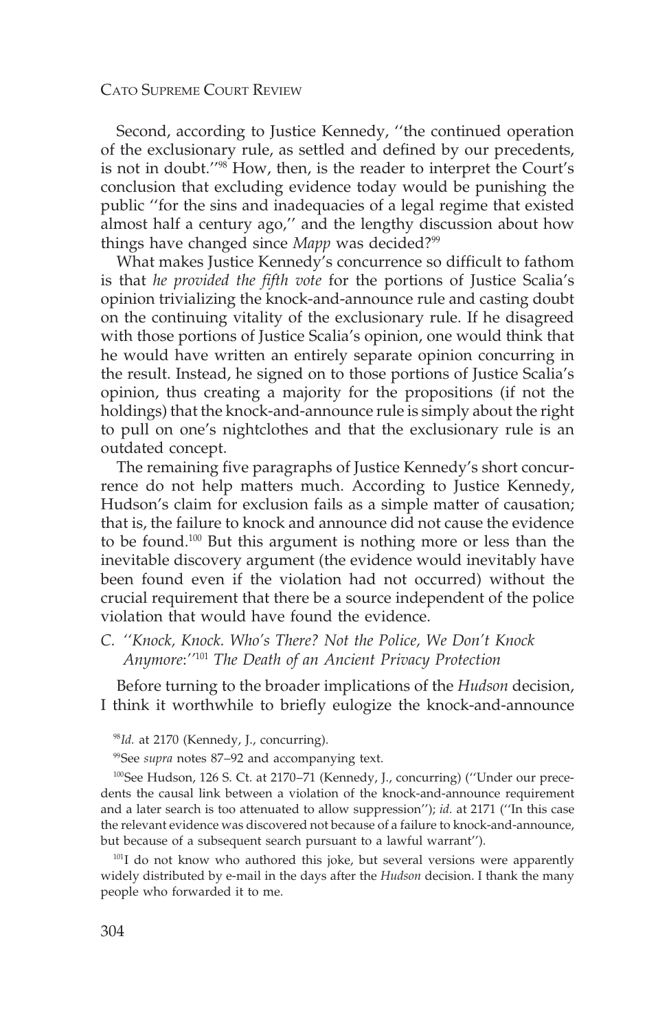Second, according to Justice Kennedy, ''the continued operation of the exclusionary rule, as settled and defined by our precedents, is not in doubt.''[98] How, then, is the reader to interpret the Court's conclusion that excluding evidence today would be punishing the public ''for the sins and inadequacies of a legal regime that existed almost half a century ago,'' and the lengthy discussion about how things have changed since *Mapp* was decided?[99]

What makes Justice Kennedy's concurrence so difficult to fathom is that *he provided the fifth vote* for the portions of Justice Scalia's opinion trivializing the knock-and-announce rule and casting doubt on the continuing vitality of the exclusionary rule. If he disagreed with those portions of Justice Scalia's opinion, one would think that he would have written an entirely separate opinion concurring in the result. Instead, he signed on to those portions of Justice Scalia's opinion, thus creating a majority for the propositions (if not the holdings) that the knock-and-announce rule is simply about the right to pull on one's nightclothes and that the exclusionary rule is an outdated concept.

The remaining five paragraphs of Justice Kennedy's short concurrence do not help matters much. According to Justice Kennedy, Hudson's claim for exclusion fails as a simple matter of causation; that is, the failure to knock and announce did not cause the evidence to be found.[100] But this argument is nothing more or less than the inevitable discovery argument (the evidence would inevitably have been found even if the violation had not occurred) without the crucial requirement that there be a source independent of the police violation that would have found the evidence.

### C. *''Knock, Knock. Who's There? Not the Police, We Don't Knock Anymore*:''[101] *The Death of an Ancient Privacy Protection*

Before turning to the broader implications of the *Hudson* decision, I think it worthwhile to briefly eulogize the knock-and-announce

---

[98] *Id.* at 2170 (Kennedy, J., concurring).

[99] See *supra* notes 87–92 and accompanying text.

[100] See Hudson, 126 S. Ct. at 2170–71 (Kennedy, J., concurring) (''Under our precedents the causal link between a violation of the knock-and-announce requirement and a later search is too attenuated to allow suppression''); *id.* at 2171 (''In this case the relevant evidence was discovered not because of a failure to knock-and-announce, but because of a subsequent search pursuant to a lawful warrant'').

[101] I do not know who authored this joke, but several versions were apparently widely distributed by e-mail in the days after the *Hudson* decision. I thank the many people who forwarded it to me.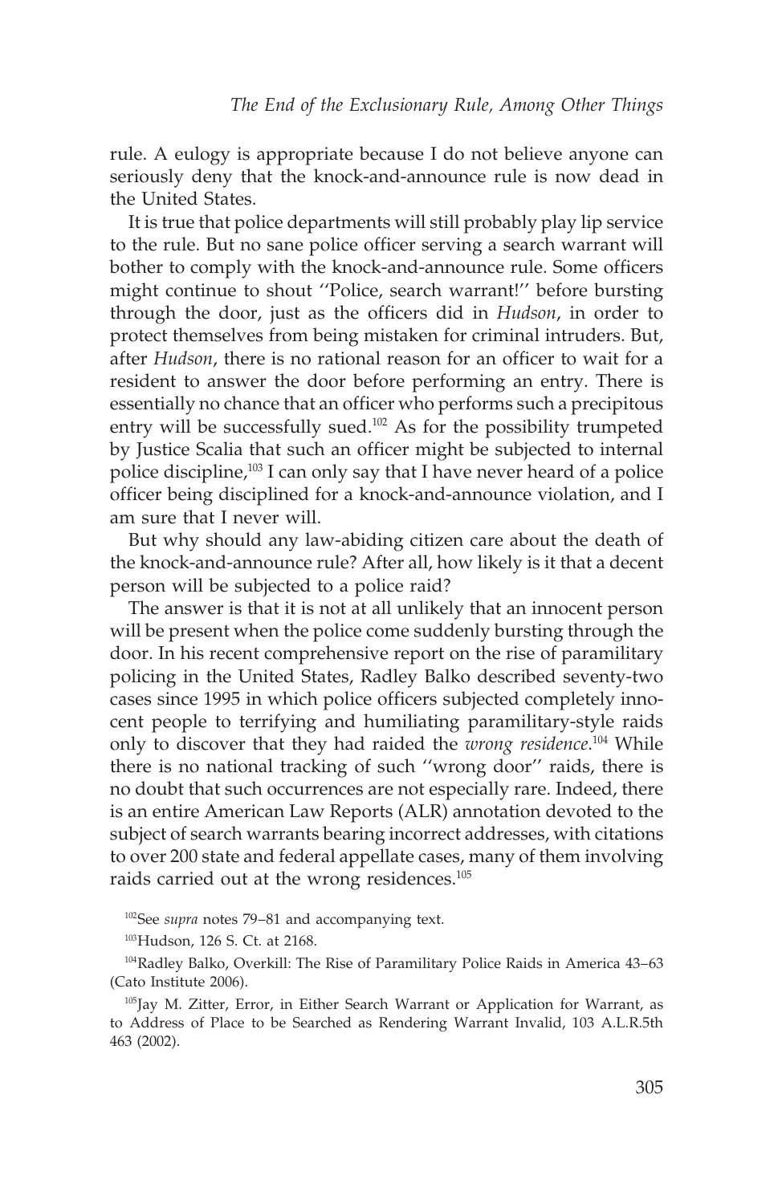rule. A eulogy is appropriate because I do not believe anyone can seriously deny that the knock-and-announce rule is now dead in the United States.

It is true that police departments will still probably play lip service to the rule. But no sane police officer serving a search warrant will bother to comply with the knock-and-announce rule. Some officers might continue to shout ''Police, search warrant!'' before bursting through the door, just as the officers did in *Hudson*, in order to protect themselves from being mistaken for criminal intruders. But, after *Hudson*, there is no rational reason for an officer to wait for a resident to answer the door before performing an entry. There is essentially no chance that an officer who performs such a precipitous entry will be successfully sued.[102] As for the possibility trumpeted by Justice Scalia that such an officer might be subjected to internal police discipline,[103] I can only say that I have never heard of a police officer being disciplined for a knock-and-announce violation, and I am sure that I never will.

But why should any law-abiding citizen care about the death of the knock-and-announce rule? After all, how likely is it that a decent person will be subjected to a police raid?

The answer is that it is not at all unlikely that an innocent person will be present when the police come suddenly bursting through the door. In his recent comprehensive report on the rise of paramilitary policing in the United States, Radley Balko described seventy-two cases since 1995 in which police officers subjected completely innocent people to terrifying and humiliating paramilitary-style raids only to discover that they had raided the *wrong residence*.[104] While there is no national tracking of such ''wrong door'' raids, there is no doubt that such occurrences are not especially rare. Indeed, there is an entire American Law Reports (ALR) annotation devoted to the subject of search warrants bearing incorrect addresses, with citations to over 200 state and federal appellate cases, many of them involving raids carried out at the wrong residences.[105]

[102] See *supra* notes 79–81 and accompanying text.

[103] Hudson, 126 S. Ct. at 2168.

[104] Radley Balko, Overkill: The Rise of Paramilitary Police Raids in America 43–63 (Cato Institute 2006).

[105] Jay M. Zitter, Error, in Either Search Warrant or Application for Warrant, as to Address of Place to be Searched as Rendering Warrant Invalid, 103 A.L.R.5th 463 (2002).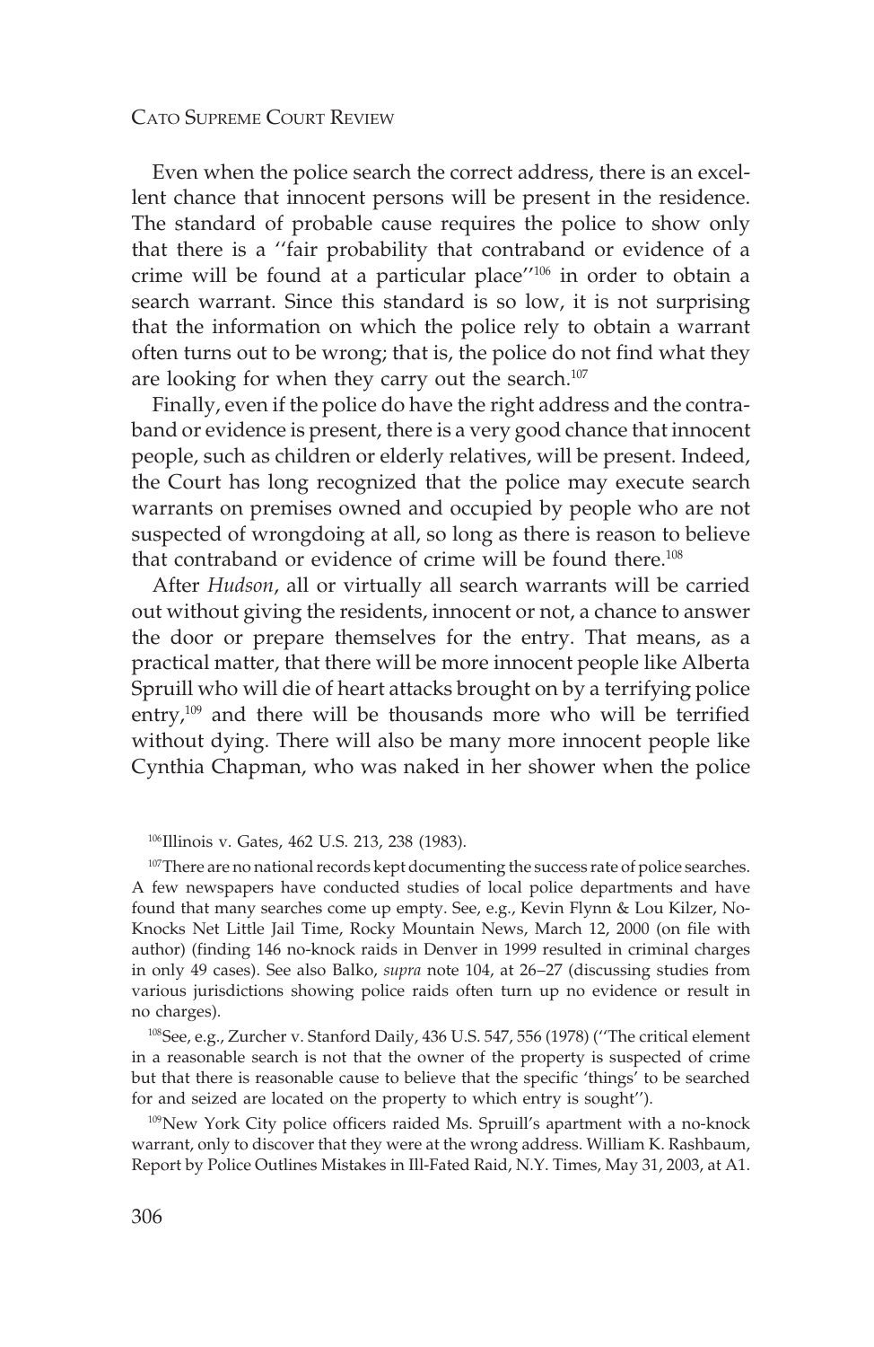Even when the police search the correct address, there is an excellent chance that innocent persons will be present in the residence. The standard of probable cause requires the police to show only that there is a ''fair probability that contraband or evidence of a crime will be found at a particular place''[106] in order to obtain a search warrant. Since this standard is so low, it is not surprising that the information on which the police rely to obtain a warrant often turns out to be wrong; that is, the police do not find what they are looking for when they carry out the search.[107]

Finally, even if the police do have the right address and the contraband or evidence is present, there is a very good chance that innocent people, such as children or elderly relatives, will be present. Indeed, the Court has long recognized that the police may execute search warrants on premises owned and occupied by people who are not suspected of wrongdoing at all, so long as there is reason to believe that contraband or evidence of crime will be found there.[108]

After *Hudson*, all or virtually all search warrants will be carried out without giving the residents, innocent or not, a chance to answer the door or prepare themselves for the entry. That means, as a practical matter, that there will be more innocent people like Alberta Spruill who will die of heart attacks brought on by a terrifying police entry,[109] and there will be thousands more who will be terrified without dying. There will also be many more innocent people like Cynthia Chapman, who was naked in her shower when the police

---

[106] Illinois v. Gates, 462 U.S. 213, 238 (1983).

[107] There are no national records kept documenting the success rate of police searches. A few newspapers have conducted studies of local police departments and have found that many searches come up empty. See, e.g., Kevin Flynn & Lou Kilzer, No-Knocks Net Little Jail Time, Rocky Mountain News, March 12, 2000 (on file with author) (finding 146 no-knock raids in Denver in 1999 resulted in criminal charges in only 49 cases). See also Balko, *supra* note 104, at 26–27 (discussing studies from various jurisdictions showing police raids often turn up no evidence or result in no charges).

[108] See, e.g., Zurcher v. Stanford Daily, 436 U.S. 547, 556 (1978) (''The critical element in a reasonable search is not that the owner of the property is suspected of crime but that there is reasonable cause to believe that the specific 'things' to be searched for and seized are located on the property to which entry is sought'').

[109] New York City police officers raided Ms. Spruill's apartment with a no-knock warrant, only to discover that they were at the wrong address. William K. Rashbaum, Report by Police Outlines Mistakes in Ill-Fated Raid, N.Y. Times, May 31, 2003, at A1.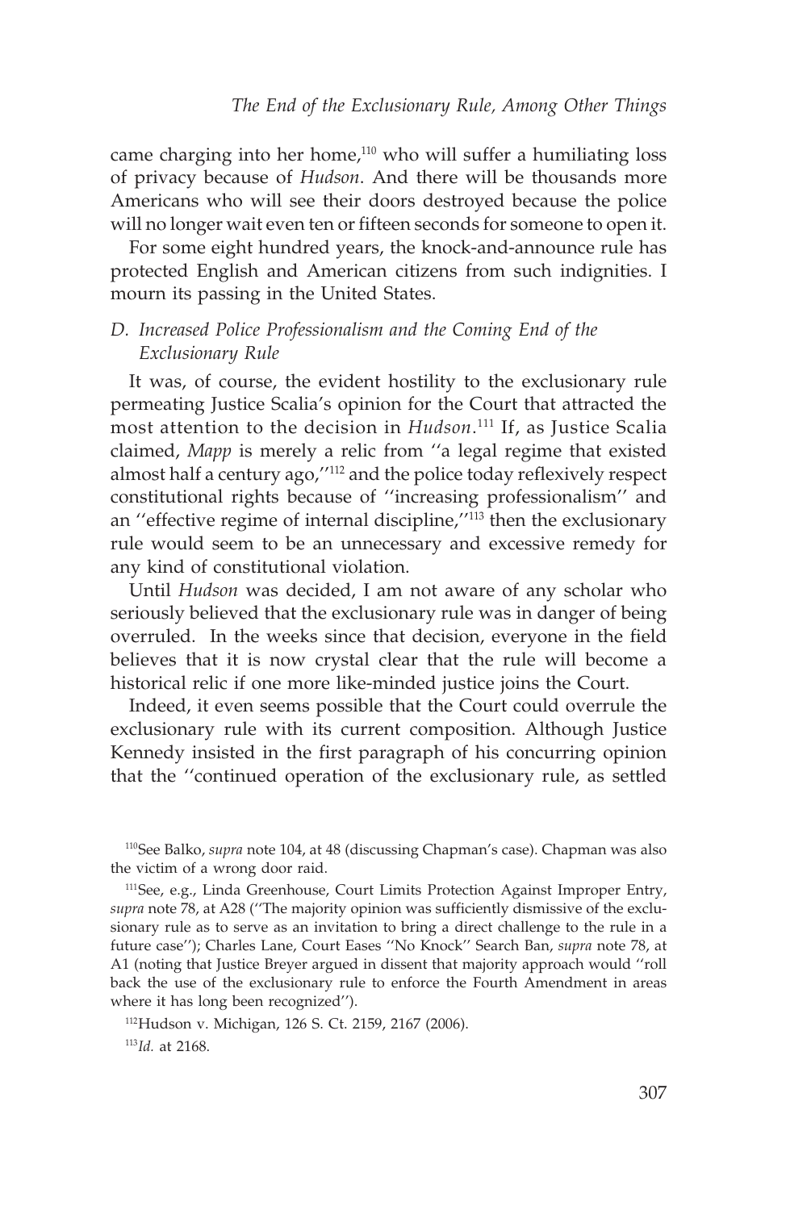came charging into her home,[110] who will suffer a humiliating loss of privacy because of *Hudson*. And there will be thousands more Americans who will see their doors destroyed because the police will no longer wait even ten or fifteen seconds for someone to open it.

For some eight hundred years, the knock-and-announce rule has protected English and American citizens from such indignities. I mourn its passing in the United States.

### *D. Increased Police Professionalism and the Coming End of the Exclusionary Rule*

It was, of course, the evident hostility to the exclusionary rule permeating Justice Scalia's opinion for the Court that attracted the most attention to the decision in *Hudson*.[111] If, as Justice Scalia claimed, *Mapp* is merely a relic from ''a legal regime that existed almost half a century ago,''[112] and the police today reflexively respect constitutional rights because of ''increasing professionalism'' and an ''effective regime of internal discipline,''[113] then the exclusionary rule would seem to be an unnecessary and excessive remedy for any kind of constitutional violation.

Until *Hudson* was decided, I am not aware of any scholar who seriously believed that the exclusionary rule was in danger of being overruled. In the weeks since that decision, everyone in the field believes that it is now crystal clear that the rule will become a historical relic if one more like-minded justice joins the Court.

Indeed, it even seems possible that the Court could overrule the exclusionary rule with its current composition. Although Justice Kennedy insisted in the first paragraph of his concurring opinion that the ''continued operation of the exclusionary rule, as settled

---

[110] See Balko, *supra* note 104, at 48 (discussing Chapman's case). Chapman was also the victim of a wrong door raid.

[111] See, e.g., Linda Greenhouse, Court Limits Protection Against Improper Entry, *supra* note 78, at A28 (''The majority opinion was sufficiently dismissive of the exclusionary rule as to serve as an invitation to bring a direct challenge to the rule in a future case''); Charles Lane, Court Eases ''No Knock'' Search Ban, *supra* note 78, at A1 (noting that Justice Breyer argued in dissent that majority approach would ''roll back the use of the exclusionary rule to enforce the Fourth Amendment in areas where it has long been recognized'').

[112] Hudson v. Michigan, 126 S. Ct. 2159, 2167 (2006).

[113] *Id.* at 2168.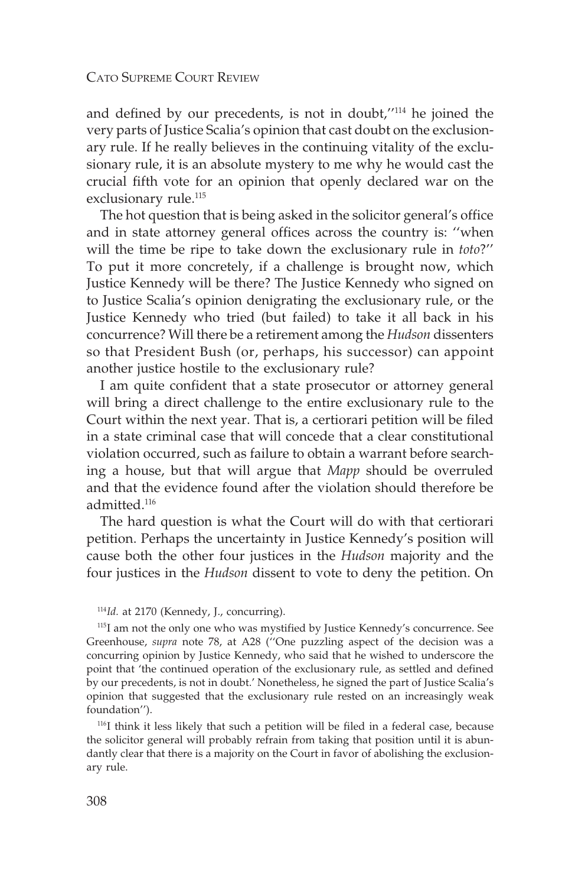and defined by our precedents, is not in doubt,''[114] he joined the very parts of Justice Scalia's opinion that cast doubt on the exclusionary rule. If he really believes in the continuing vitality of the exclusionary rule, it is an absolute mystery to me why he would cast the crucial fifth vote for an opinion that openly declared war on the exclusionary rule.[115]

The hot question that is being asked in the solicitor general's office and in state attorney general offices across the country is: ''when will the time be ripe to take down the exclusionary rule in *toto*?'' To put it more concretely, if a challenge is brought now, which Justice Kennedy will be there? The Justice Kennedy who signed on to Justice Scalia's opinion denigrating the exclusionary rule, or the Justice Kennedy who tried (but failed) to take it all back in his concurrence? Will there be a retirement among the *Hudson* dissenters so that President Bush (or, perhaps, his successor) can appoint another justice hostile to the exclusionary rule?

I am quite confident that a state prosecutor or attorney general will bring a direct challenge to the entire exclusionary rule to the Court within the next year. That is, a certiorari petition will be filed in a state criminal case that will concede that a clear constitutional violation occurred, such as failure to obtain a warrant before searching a house, but that will argue that *Mapp* should be overruled and that the evidence found after the violation should therefore be admitted.[116]

The hard question is what the Court will do with that certiorari petition. Perhaps the uncertainty in Justice Kennedy's position will cause both the other four justices in the *Hudson* majority and the four justices in the *Hudson* dissent to vote to deny the petition. On

[114] *Id.* at 2170 (Kennedy, J., concurring).

[115] I am not the only one who was mystified by Justice Kennedy's concurrence. See Greenhouse, *supra* note 78, at A28 (''One puzzling aspect of the decision was a concurring opinion by Justice Kennedy, who said that he wished to underscore the point that 'the continued operation of the exclusionary rule, as settled and defined by our precedents, is not in doubt.' Nonetheless, he signed the part of Justice Scalia's opinion that suggested that the exclusionary rule rested on an increasingly weak foundation'').

[116] I think it less likely that such a petition will be filed in a federal case, because the solicitor general will probably refrain from taking that position until it is abundantly clear that there is a majority on the Court in favor of abolishing the exclusionary rule.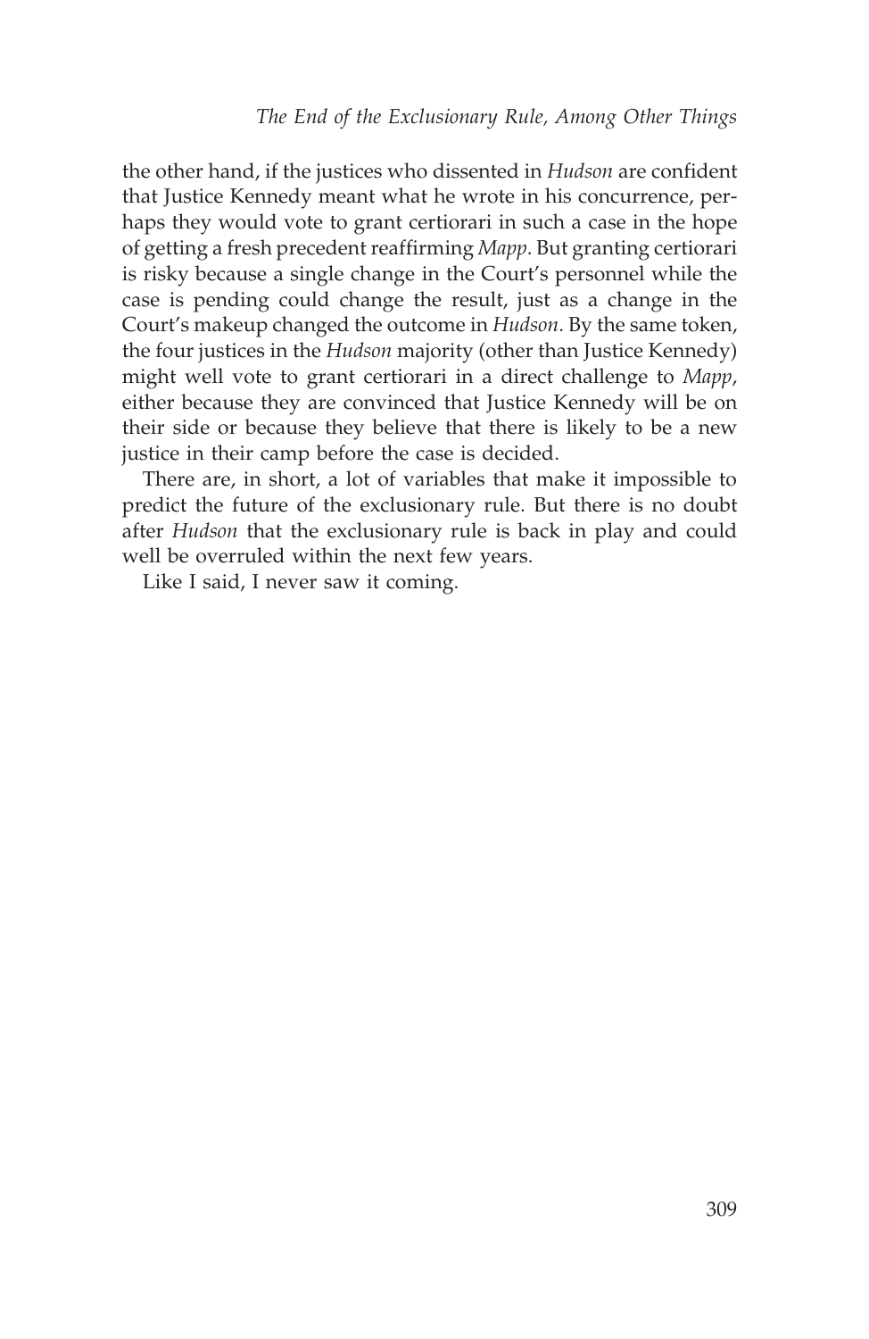the other hand, if the justices who dissented in *Hudson* are confident that Justice Kennedy meant what he wrote in his concurrence, perhaps they would vote to grant certiorari in such a case in the hope of getting a fresh precedent reaffirming *Mapp*. But granting certiorari is risky because a single change in the Court's personnel while the case is pending could change the result, just as a change in the Court's makeup changed the outcome in *Hudson*. By the same token, the four justices in the *Hudson* majority (other than Justice Kennedy) might well vote to grant certiorari in a direct challenge to *Mapp*, either because they are convinced that Justice Kennedy will be on their side or because they believe that there is likely to be a new justice in their camp before the case is decided.

There are, in short, a lot of variables that make it impossible to predict the future of the exclusionary rule. But there is no doubt after *Hudson* that the exclusionary rule is back in play and could well be overruled within the next few years.

Like I said, I never saw it coming.